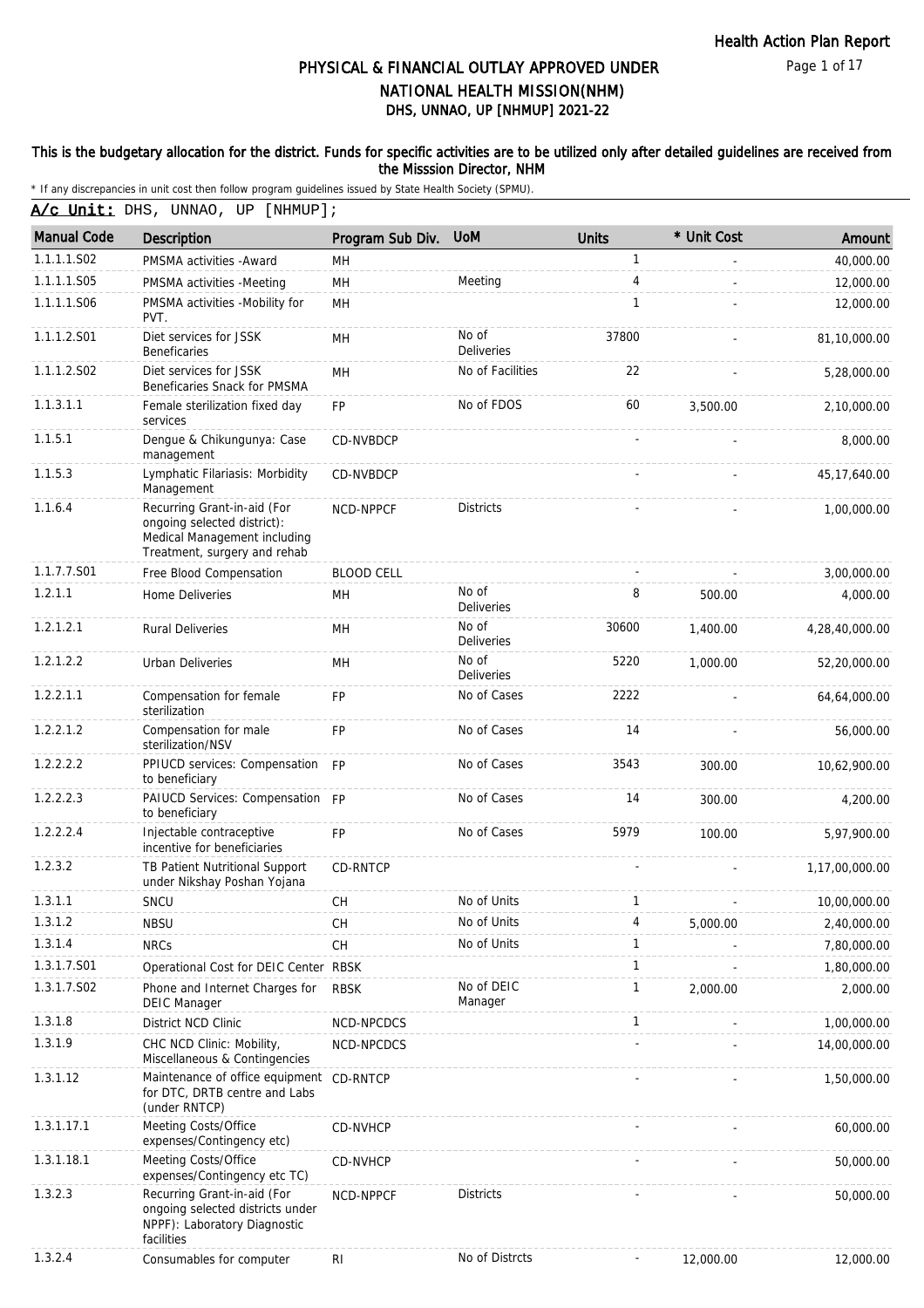# PHYSICAL & FINANCIAL OUTLAY APPROVED UNDER NATIONAL HEALTH MISSION(NHM)

## DHS, UNNAO, UP [NHMUP] 2021-22

**This is the budgetary allocation for the district. Funds for specific activities are to be utilized only after detailed guidelines are received from the Misssion Director, NHM**

* If any discrepancies in unit cost then follow program guidelines issued by State Health Society (SPMU).

**A/c Unit:** DHS, UNNAO, UP [NHMUP];

| Manual Code | Description | Program Sub Div. | UoM | Units | * Unit Cost | Amount |
|---|---|---|---|---|---|---|
| 1.1.1.1.S02 | PMSMA activities -Award | MH | | 1 | - | 40,000.00 |
| 1.1.1.1.S05 | PMSMA activities -Meeting | MH | Meeting | 4 | - | 12,000.00 |
| 1.1.1.1.S06 | PMSMA activities -Mobility for PVT. | MH | | 1 | - | 12,000.00 |
| 1.1.1.2.S01 | Diet services for JSSK Beneficaries | MH | No of Deliveries | 37800 | - | 81,10,000.00 |
| 1.1.1.2.S02 | Diet services for JSSK Beneficaries Snack for PMSMA | MH | No of Facilities | 22 | - | 5,28,000.00 |
| 1.1.3.1.1 | Female sterilization fixed day services | FP | No of FDOS | 60 | 3,500.00 | 2,10,000.00 |
| 1.1.5.1 | Dengue & Chikungunya: Case management | CD-NVBDCP | | - | - | 8,000.00 |
| 1.1.5.3 | Lymphatic Filariasis: Morbidity Management | CD-NVBDCP | | - | - | 45,17,640.00 |
| 1.1.6.4 | Recurring Grant-in-aid (For ongoing selected district): Medical Management including Treatment, surgery and rehab | NCD-NPPCF | Districts | - | - | 1,00,000.00 |
| 1.1.7.7.S01 | Free Blood Compensation | BLOOD CELL | | - | - | 3,00,000.00 |
| 1.2.1.1 | Home Deliveries | MH | No of Deliveries | 8 | 500.00 | 4,000.00 |
| 1.2.1.2.1 | Rural Deliveries | MH | No of Deliveries | 30600 | 1,400.00 | 4,28,40,000.00 |
| 1.2.1.2.2 | Urban Deliveries | MH | No of Deliveries | 5220 | 1,000.00 | 52,20,000.00 |
| 1.2.2.1.1 | Compensation for female sterilization | FP | No of Cases | 2222 | - | 64,64,000.00 |
| 1.2.2.1.2 | Compensation for male sterilization/NSV | FP | No of Cases | 14 | - | 56,000.00 |
| 1.2.2.2.2 | PPIUCD services: Compensation to beneficiary | FP | No of Cases | 3543 | 300.00 | 10,62,900.00 |
| 1.2.2.2.3 | PAIUCD Services: Compensation to beneficiary | FP | No of Cases | 14 | 300.00 | 4,200.00 |
| 1.2.2.2.4 | Injectable contraceptive incentive for beneficiaries | FP | No of Cases | 5979 | 100.00 | 5,97,900.00 |
| 1.2.3.2 | TB Patient Nutritional Support under Nikshay Poshan Yojana | CD-RNTCP | | - | - | 1,17,00,000.00 |
| 1.3.1.1 | SNCU | CH | No of Units | 1 | - | 10,00,000.00 |
| 1.3.1.2 | NBSU | CH | No of Units | 4 | 5,000.00 | 2,40,000.00 |
| 1.3.1.4 | NRCs | CH | No of Units | 1 | - | 7,80,000.00 |
| 1.3.1.7.S01 | Operational Cost for DEIC Center | RBSK | | 1 | - | 1,80,000.00 |
| 1.3.1.7.S02 | Phone and Internet Charges for DEIC Manager | RBSK | No of DEIC Manager | 1 | 2,000.00 | 2,000.00 |
| 1.3.1.8 | District NCD Clinic | NCD-NPCDCS | | 1 | - | 1,00,000.00 |
| 1.3.1.9 | CHC NCD Clinic: Mobility, Miscellaneous & Contingencies | NCD-NPCDCS | | - | - | 14,00,000.00 |
| 1.3.1.12 | Maintenance of office equipment for DTC, DRTB centre and Labs (under RNTCP) | CD-RNTCP | | - | - | 1,50,000.00 |
| 1.3.1.17.1 | Meeting Costs/Office expenses/Contingency etc) | CD-NVHCP | | - | - | 60,000.00 |
| 1.3.1.18.1 | Meeting Costs/Office expenses/Contingency etc TC) | CD-NVHCP | | - | - | 50,000.00 |
| 1.3.2.3 | Recurring Grant-in-aid (For ongoing selected districts under NPPF): Laboratory Diagnostic facilities | NCD-NPPCF | Districts | - | - | 50,000.00 |
| 1.3.2.4 | Consumables for computer | RI | No of Distrcts | - | 12,000.00 | 12,000.00 |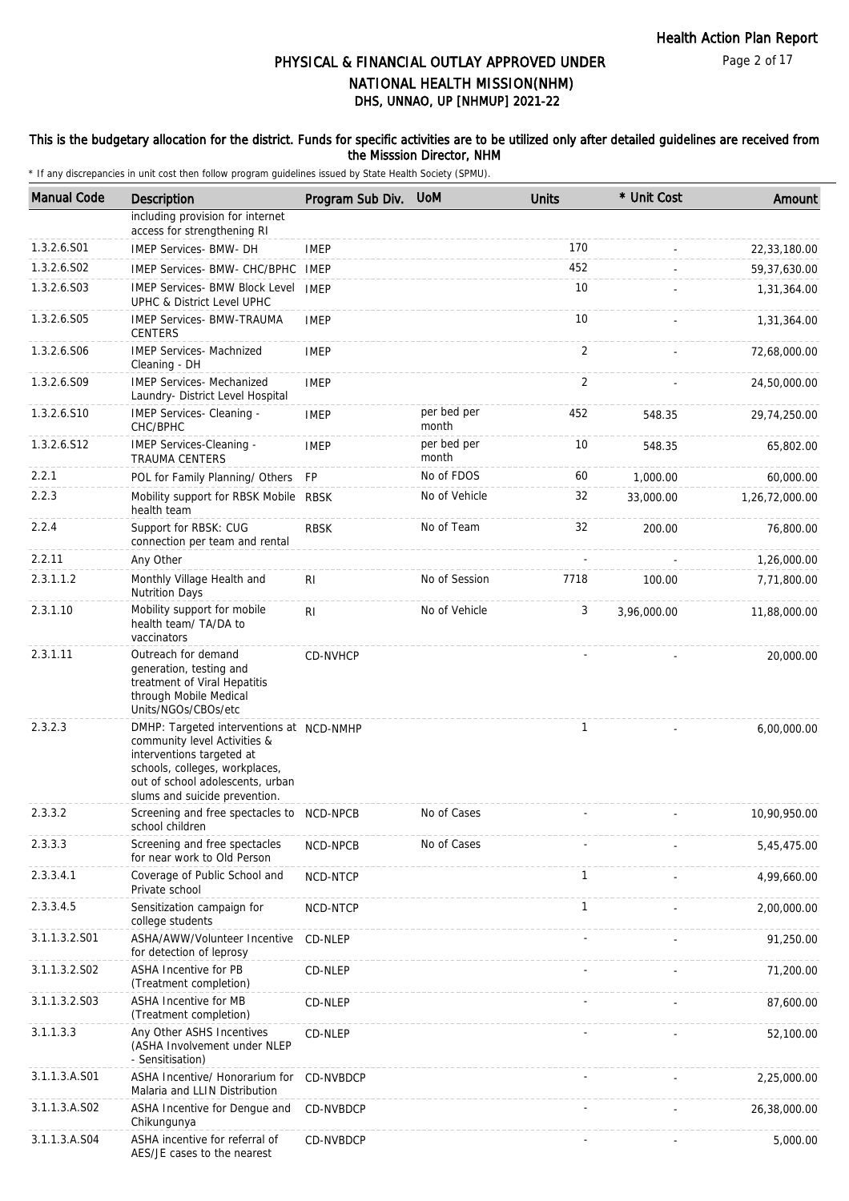# PHYSICAL & FINANCIAL OUTLAY APPROVED UNDER NATIONAL HEALTH MISSION(NHM)
## DHS, UNNAO, UP [NHMUP] 2021-22

This is the budgetary allocation for the district. Funds for specific activities are to be utilized only after detailed guidelines are received from the Misssion Director, NHM

\* If any discrepancies in unit cost then follow program guidelines issued by State Health Society (SPMU).

| Manual Code | Description | Program Sub Div. | UoM | Units | * Unit Cost | Amount |
|---|---|---|---|---|---|---|
| | including provision for internet access for strengthening RI | | | | | |
| 1.3.2.6.S01 | IMEP Services- BMW- DH | IMEP | | 170 | - | 22,33,180.00 |
| 1.3.2.6.S02 | IMEP Services- BMW- CHC/BPHC | IMEP | | 452 | - | 59,37,630.00 |
| 1.3.2.6.S03 | IMEP Services- BMW Block Level UPHC & District Level UPHC | IMEP | | 10 | - | 1,31,364.00 |
| 1.3.2.6.S05 | IMEP Services- BMW-TRAUMA CENTERS | IMEP | | 10 | - | 1,31,364.00 |
| 1.3.2.6.S06 | IMEP Services- Machnized Cleaning - DH | IMEP | | 2 | - | 72,68,000.00 |
| 1.3.2.6.S09 | IMEP Services- Mechanized Laundry- District Level Hospital | IMEP | | 2 | - | 24,50,000.00 |
| 1.3.2.6.S10 | IMEP Services- Cleaning - CHC/BPHC | IMEP | per bed per month | 452 | 548.35 | 29,74,250.00 |
| 1.3.2.6.S12 | IMEP Services-Cleaning - TRAUMA CENTERS | IMEP | per bed per month | 10 | 548.35 | 65,802.00 |
| 2.2.1 | POL for Family Planning/ Others | FP | No of FDOS | 60 | 1,000.00 | 60,000.00 |
| 2.2.3 | Mobility support for RBSK Mobile health team | RBSK | No of Vehicle | 32 | 33,000.00 | 1,26,72,000.00 |
| 2.2.4 | Support for RBSK: CUG connection per team and rental | RBSK | No of Team | 32 | 200.00 | 76,800.00 |
| 2.2.11 | Any Other | | | - | - | 1,26,000.00 |
| 2.3.1.1.2 | Monthly Village Health and Nutrition Days | RI | No of Session | 7718 | 100.00 | 7,71,800.00 |
| 2.3.1.10 | Mobility support for mobile health team/ TA/DA to vaccinators | RI | No of Vehicle | 3 | 3,96,000.00 | 11,88,000.00 |
| 2.3.1.11 | Outreach for demand generation, testing and treatment of Viral Hepatitis through Mobile Medical Units/NGOs/CBOs/etc | CD-NVHCP | | - | - | 20,000.00 |
| 2.3.2.3 | DMHP: Targeted interventions at community level Activities & interventions targeted at schools, colleges, workplaces, out of school adolescents, urban slums and suicide prevention. | NCD-NMHP | | 1 | - | 6,00,000.00 |
| 2.3.3.2 | Screening and free spectacles to school children | NCD-NPCB | No of Cases | - | - | 10,90,950.00 |
| 2.3.3.3 | Screening and free spectacles for near work to Old Person | NCD-NPCB | No of Cases | - | - | 5,45,475.00 |
| 2.3.3.4.1 | Coverage of Public School and Private school | NCD-NTCP | | 1 | - | 4,99,660.00 |
| 2.3.3.4.5 | Sensitization campaign for college students | NCD-NTCP | | 1 | - | 2,00,000.00 |
| 3.1.1.3.2.S01 | ASHA/AWW/Volunteer Incentive for detection of leprosy | CD-NLEP | | - | - | 91,250.00 |
| 3.1.1.3.2.S02 | ASHA Incentive for PB (Treatment completion) | CD-NLEP | | - | - | 71,200.00 |
| 3.1.1.3.2.S03 | ASHA Incentive for MB (Treatment completion) | CD-NLEP | | - | - | 87,600.00 |
| 3.1.1.3.3 | Any Other ASHS Incentives (ASHA Involvement under NLEP - Sensitisation) | CD-NLEP | | - | - | 52,100.00 |
| 3.1.1.3.A.S01 | ASHA Incentive/ Honorarium for Malaria and LLIN Distribution | CD-NVBDCP | | - | - | 2,25,000.00 |
| 3.1.1.3.A.S02 | ASHA Incentive for Dengue and Chikungunya | CD-NVBDCP | | - | - | 26,38,000.00 |
| 3.1.1.3.A.S04 | ASHA incentive for referral of AES/JE cases to the nearest | CD-NVBDCP | | - | - | 5,000.00 |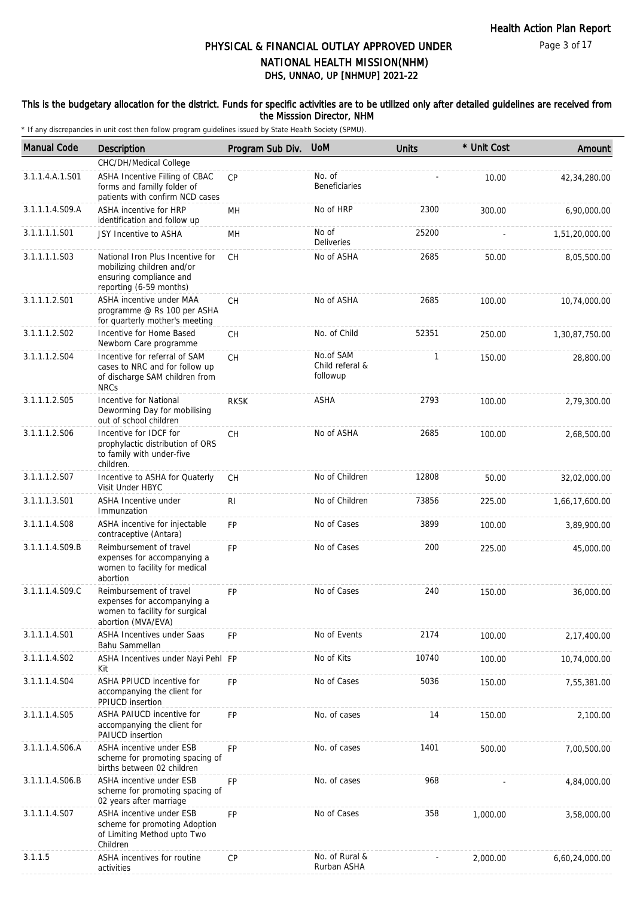# PHYSICAL & FINANCIAL OUTLAY APPROVED UNDER NATIONAL HEALTH MISSION(NHM)

## DHS, UNNAO, UP [NHMUP] 2021-22

This is the budgetary allocation for the district. Funds for specific activities are to be utilized only after detailed guidelines are received from the Misssion Director, NHM

\* If any discrepancies in unit cost then follow program guidelines issued by State Health Society (SPMU).

| Manual Code | Description | Program Sub Div. | UoM | Units | * Unit Cost | Amount |
|---|---|---|---|---|---|---|
| | CHC/DH/Medical College | | | | | |
| 3.1.1.4.A.1.S01 | ASHA Incentive Filling of CBAC forms and familly folder of patients with confirm NCD cases | CP | No. of Beneficiaries | - | 10.00 | 42,34,280.00 |
| 3.1.1.1.4.S09.A | ASHA incentive for HRP identification and follow up | MH | No of HRP | 2300 | 300.00 | 6,90,000.00 |
| 3.1.1.1.1.S01 | JSY Incentive to ASHA | MH | No of Deliveries | 25200 | - | 1,51,20,000.00 |
| 3.1.1.1.1.S03 | National Iron Plus Incentive for mobilizing children and/or ensuring compliance and reporting (6-59 months) | CH | No of ASHA | 2685 | 50.00 | 8,05,500.00 |
| 3.1.1.1.2.S01 | ASHA incentive under MAA programme @ Rs 100 per ASHA for quarterly mother's meeting | CH | No of ASHA | 2685 | 100.00 | 10,74,000.00 |
| 3.1.1.1.2.S02 | Incentive for Home Based Newborn Care programme | CH | No. of Child | 52351 | 250.00 | 1,30,87,750.00 |
| 3.1.1.1.2.S04 | Incentive for referral of SAM cases to NRC and for follow up of discharge SAM children from NRCs | CH | No.of SAM Child referal & followup | 1 | 150.00 | 28,800.00 |
| 3.1.1.1.2.S05 | Incentive for National Deworming Day for mobilising out of school children | RKSK | ASHA | 2793 | 100.00 | 2,79,300.00 |
| 3.1.1.1.2.S06 | Incentive for IDCF for prophylactic distribution of ORS to family with under-five children. | CH | No of ASHA | 2685 | 100.00 | 2,68,500.00 |
| 3.1.1.1.2.S07 | Incentive to ASHA for Quaterly Visit Under HBYC | CH | No of Children | 12808 | 50.00 | 32,02,000.00 |
| 3.1.1.1.3.S01 | ASHA Incentive under Immunzation | RI | No of Children | 73856 | 225.00 | 1,66,17,600.00 |
| 3.1.1.1.4.S08 | ASHA incentive for injectable contraceptive (Antara) | FP | No of Cases | 3899 | 100.00 | 3,89,900.00 |
| 3.1.1.1.4.S09.B | Reimbursement of travel expenses for accompanying a women to facility for medical abortion | FP | No of Cases | 200 | 225.00 | 45,000.00 |
| 3.1.1.1.4.S09.C | Reimbursement of travel expenses for accompanying a women to facility for surgical abortion (MVA/EVA) | FP | No of Cases | 240 | 150.00 | 36,000.00 |
| 3.1.1.1.4.S01 | ASHA Incentives under Saas Bahu Sammellan | FP | No of Events | 2174 | 100.00 | 2,17,400.00 |
| 3.1.1.1.4.S02 | ASHA Incentives under Nayi Pehl Kit | FP | No of Kits | 10740 | 100.00 | 10,74,000.00 |
| 3.1.1.1.4.S04 | ASHA PPIUCD incentive for accompanying the client for PPIUCD insertion | FP | No of Cases | 5036 | 150.00 | 7,55,381.00 |
| 3.1.1.1.4.S05 | ASHA PAIUCD incentive for accompanying the client for PAIUCD insertion | FP | No. of cases | 14 | 150.00 | 2,100.00 |
| 3.1.1.1.4.S06.A | ASHA incentive under ESB scheme for promoting spacing of births between 02 children | FP | No. of cases | 1401 | 500.00 | 7,00,500.00 |
| 3.1.1.1.4.S06.B | ASHA incentive under ESB scheme for promoting spacing of 02 years after marriage | FP | No. of cases | 968 | - | 4,84,000.00 |
| 3.1.1.1.4.S07 | ASHA incentive under ESB scheme for promoting Adoption of Limiting Method upto Two Children | FP | No of Cases | 358 | 1,000.00 | 3,58,000.00 |
| 3.1.1.5 | ASHA incentives for routine activities | CP | No. of Rural & Rurban ASHA | - | 2,000.00 | 6,60,24,000.00 |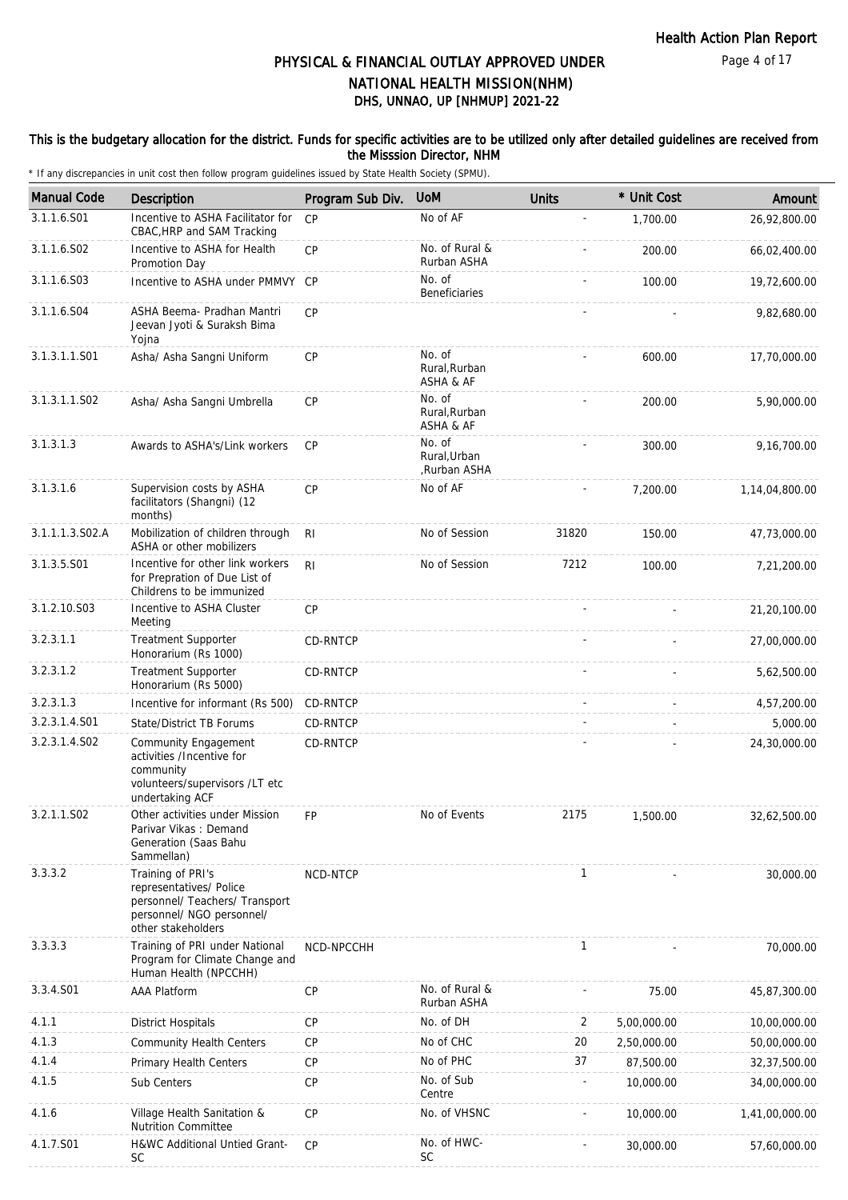# PHYSICAL & FINANCIAL OUTLAY APPROVED UNDER NATIONAL HEALTH MISSION(NHM)

## DHS, UNNAO, UP [NHMUP] 2021-22

**This is the budgetary allocation for the district. Funds for specific activities are to be utilized only after detailed guidelines are received from the Misssion Director, NHM**

\* If any discrepancies in unit cost then follow program guidelines issued by State Health Society (SPMU).

| Manual Code | Description | Program Sub Div. | UoM | Units | * Unit Cost | Amount |
|---|---|---|---|---|---|---|
| 3.1.1.6.S01 | Incentive to ASHA Facilitator for CBAC,HRP and SAM Tracking | CP | No of AF | - | 1,700.00 | 26,92,800.00 |
| 3.1.1.6.S02 | Incentive to ASHA for Health Promotion Day | CP | No. of Rural & Rurban ASHA | - | 200.00 | 66,02,400.00 |
| 3.1.1.6.S03 | Incentive to ASHA under PMMVY | CP | No. of Beneficiaries | - | 100.00 | 19,72,600.00 |
| 3.1.1.6.S04 | ASHA Beema- Pradhan Mantri Jeevan Jyoti & Suraksh Bima Yojna | CP | | - | - | 9,82,680.00 |
| 3.1.3.1.1.S01 | Asha/ Asha Sangni Uniform | CP | No. of Rural,Rurban ASHA & AF | - | 600.00 | 17,70,000.00 |
| 3.1.3.1.1.S02 | Asha/ Asha Sangni Umbrella | CP | No. of Rural,Rurban ASHA & AF | - | 200.00 | 5,90,000.00 |
| 3.1.3.1.3 | Awards to ASHA's/Link workers | CP | No. of Rural,Urban ,Rurban ASHA | - | 300.00 | 9,16,700.00 |
| 3.1.3.1.6 | Supervision costs by ASHA facilitators (Shangni) (12 months) | CP | No of AF | - | 7,200.00 | 1,14,04,800.00 |
| 3.1.1.1.3.S02.A | Mobilization of children through ASHA or other mobilizers | RI | No of Session | 31820 | 150.00 | 47,73,000.00 |
| 3.1.3.5.S01 | Incentive for other link workers for Prepration of Due List of Childrens to be immunized | RI | No of Session | 7212 | 100.00 | 7,21,200.00 |
| 3.1.2.10.S03 | Incentive to ASHA Cluster Meeting | CP | | - | - | 21,20,100.00 |
| 3.2.3.1.1 | Treatment Supporter Honorarium (Rs 1000) | CD-RNTCP | | - | - | 27,00,000.00 |
| 3.2.3.1.2 | Treatment Supporter Honorarium (Rs 5000) | CD-RNTCP | | - | - | 5,62,500.00 |
| 3.2.3.1.3 | Incentive for informant (Rs 500) | CD-RNTCP | | - | - | 4,57,200.00 |
| 3.2.3.1.4.S01 | State/District TB Forums | CD-RNTCP | | - | - | 5,000.00 |
| 3.2.3.1.4.S02 | Community Engagement activities /Incentive for community volunteers/supervisors /LT etc undertaking ACF | CD-RNTCP | | - | - | 24,30,000.00 |
| 3.2.1.1.S02 | Other activities under Mission Parivar Vikas : Demand Generation (Saas Bahu Sammellan) | FP | No of Events | 2175 | 1,500.00 | 32,62,500.00 |
| 3.3.3.2 | Training of PRI's representatives/ Police personnel/ Teachers/ Transport personnel/ NGO personnel/ other stakeholders | NCD-NTCP | | 1 | - | 30,000.00 |
| 3.3.3.3 | Training of PRI under National Program for Climate Change and Human Health (NPCCHH) | NCD-NPCCHH | | 1 | - | 70,000.00 |
| 3.3.4.S01 | AAA Platform | CP | No. of Rural & Rurban ASHA | - | 75.00 | 45,87,300.00 |
| 4.1.1 | District Hospitals | CP | No. of DH | 2 | 5,00,000.00 | 10,00,000.00 |
| 4.1.3 | Community Health Centers | CP | No of CHC | 20 | 2,50,000.00 | 50,00,000.00 |
| 4.1.4 | Primary Health Centers | CP | No of PHC | 37 | 87,500.00 | 32,37,500.00 |
| 4.1.5 | Sub Centers | CP | No. of Sub Centre | - | 10,000.00 | 34,00,000.00 |
| 4.1.6 | Village Health Sanitation & Nutrition Committee | CP | No. of VHSNC | - | 10,000.00 | 1,41,00,000.00 |
| 4.1.7.S01 | H&WC Additional Untied Grant-SC | CP | No. of HWC-SC | - | 30,000.00 | 57,60,000.00 |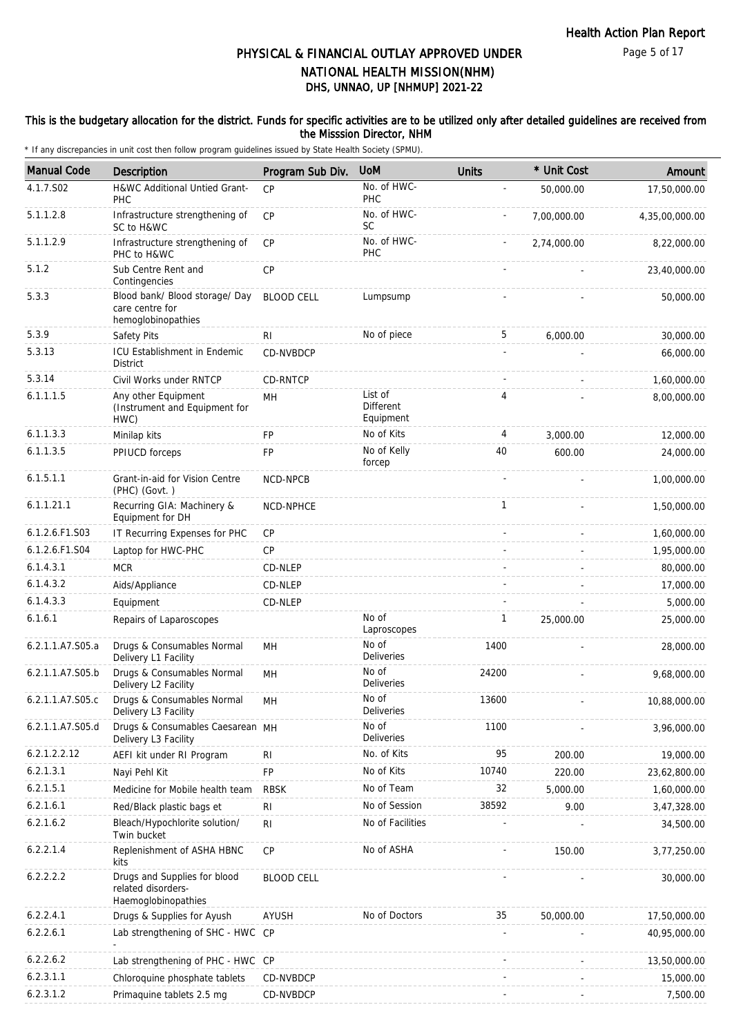# PHYSICAL & FINANCIAL OUTLAY APPROVED UNDER NATIONAL HEALTH MISSION(NHM)

## DHS, UNNAO, UP [NHMUP] 2021-22

**This is the budgetary allocation for the district. Funds for specific activities are to be utilized only after detailed guidelines are received from the Misssion Director, NHM**

* If any discrepancies in unit cost then follow program guidelines issued by State Health Society (SPMU).

| Manual Code | Description | Program Sub Div. | UoM | Units | * Unit Cost | Amount |
|---|---|---|---|---|---|---|
| 4.1.7.S02 | H&WC Additional Untied Grant-PHC | CP | No. of HWC-PHC | - | 50,000.00 | 17,50,000.00 |
| 5.1.1.2.8 | Infrastructure strengthening of SC to H&WC | CP | No. of HWC-SC | - | 7,00,000.00 | 4,35,00,000.00 |
| 5.1.1.2.9 | Infrastructure strengthening of PHC to H&WC | CP | No. of HWC-PHC | - | 2,74,000.00 | 8,22,000.00 |
| 5.1.2 | Sub Centre Rent and Contingencies | CP | | - | - | 23,40,000.00 |
| 5.3.3 | Blood bank/ Blood storage/ Day care centre for hemoglobinopathies | BLOOD CELL | Lumpsump | - | - | 50,000.00 |
| 5.3.9 | Safety Pits | RI | No of piece | 5 | 6,000.00 | 30,000.00 |
| 5.3.13 | ICU Establishment in Endemic District | CD-NVBDCP | | - | - | 66,000.00 |
| 5.3.14 | Civil Works under RNTCP | CD-RNTCP | | - | - | 1,60,000.00 |
| 6.1.1.1.5 | Any other Equipment (Instrument and Equipment for HWC) | MH | List of Different Equipment | 4 | - | 8,00,000.00 |
| 6.1.1.3.3 | Minilap kits | FP | No of Kits | 4 | 3,000.00 | 12,000.00 |
| 6.1.1.3.5 | PPIUCD forceps | FP | No of Kelly forcep | 40 | 600.00 | 24,000.00 |
| 6.1.5.1.1 | Grant-in-aid for Vision Centre (PHC) (Govt. ) | NCD-NPCB | | - | - | 1,00,000.00 |
| 6.1.1.21.1 | Recurring GIA: Machinery & Equipment for DH | NCD-NPHCE | | 1 | - | 1,50,000.00 |
| 6.1.2.6.F1.S03 | IT Recurring Expenses for PHC | CP | | - | - | 1,60,000.00 |
| 6.1.2.6.F1.S04 | Laptop for HWC-PHC | CP | | - | - | 1,95,000.00 |
| 6.1.4.3.1 | MCR | CD-NLEP | | - | - | 80,000.00 |
| 6.1.4.3.2 | Aids/Appliance | CD-NLEP | | - | - | 17,000.00 |
| 6.1.4.3.3 | Equipment | CD-NLEP | | - | - | 5,000.00 |
| 6.1.6.1 | Repairs of Laparoscopes | | No of Laproscopes | 1 | 25,000.00 | 25,000.00 |
| 6.2.1.1.A7.S05.a | Drugs & Consumables Normal Delivery L1 Facility | MH | No of Deliveries | 1400 | - | 28,000.00 |
| 6.2.1.1.A7.S05.b | Drugs & Consumables Normal Delivery L2 Facility | MH | No of Deliveries | 24200 | - | 9,68,000.00 |
| 6.2.1.1.A7.S05.c | Drugs & Consumables Normal Delivery L3 Facility | MH | No of Deliveries | 13600 | - | 10,88,000.00 |
| 6.2.1.1.A7.S05.d | Drugs & Consumables Caesarean Delivery L3 Facility | MH | No of Deliveries | 1100 | - | 3,96,000.00 |
| 6.2.1.2.2.12 | AEFI kit under RI Program | RI | No. of Kits | 95 | 200.00 | 19,000.00 |
| 6.2.1.3.1 | Nayi Pehl Kit | FP | No of Kits | 10740 | 220.00 | 23,62,800.00 |
| 6.2.1.5.1 | Medicine for Mobile health team | RBSK | No of Team | 32 | 5,000.00 | 1,60,000.00 |
| 6.2.1.6.1 | Red/Black plastic bags et | RI | No of Session | 38592 | 9.00 | 3,47,328.00 |
| 6.2.1.6.2 | Bleach/Hypochlorite solution/ Twin bucket | RI | No of Facilities | - | - | 34,500.00 |
| 6.2.2.1.4 | Replenishment of ASHA HBNC kits | CP | No of ASHA | - | 150.00 | 3,77,250.00 |
| 6.2.2.2.2 | Drugs and Supplies for blood related disorders-Haemoglobinopathies | BLOOD CELL | | - | - | 30,000.00 |
| 6.2.2.4.1 | Drugs & Supplies for Ayush | AYUSH | No of Doctors | 35 | 50,000.00 | 17,50,000.00 |
| 6.2.2.6.1 | Lab strengthening of SHC - HWC - | CP | | - | - | 40,95,000.00 |
| 6.2.2.6.2 | Lab strengthening of PHC - HWC | CP | | - | - | 13,50,000.00 |
| 6.2.3.1.1 | Chloroquine phosphate tablets | CD-NVBDCP | | - | - | 15,000.00 |
| 6.2.3.1.2 | Primaquine tablets 2.5 mg | CD-NVBDCP | | - | - | 7,500.00 |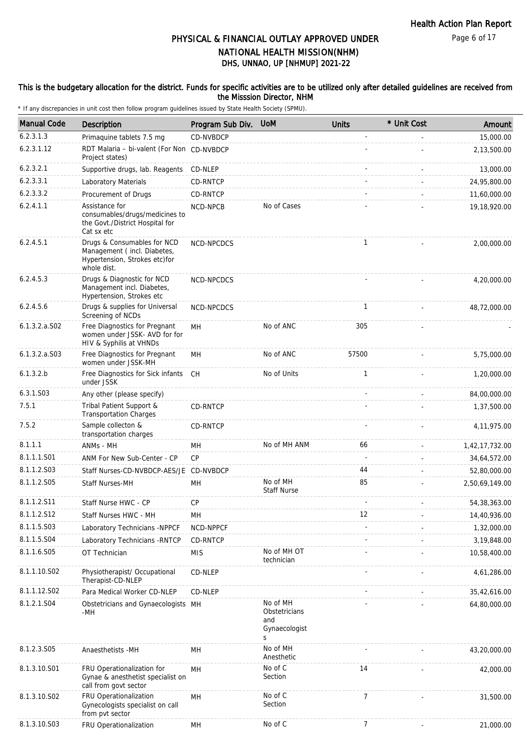# PHYSICAL & FINANCIAL OUTLAY APPROVED UNDER NATIONAL HEALTH MISSION(NHM)
## DHS, UNNAO, UP [NHMUP] 2021-22

**This is the budgetary allocation for the district. Funds for specific activities are to be utilized only after detailed guidelines are received from the Misssion Director, NHM**

\* If any discrepancies in unit cost then follow program guidelines issued by State Health Society (SPMU).

| Manual Code | Description | Program Sub Div. | UoM | Units | * Unit Cost | Amount |
|---|---|---|---|---|---|---|
| 6.2.3.1.3 | Primaquine tablets 7.5 mg | CD-NVBDCP | | - | - | 15,000.00 |
| 6.2.3.1.12 | RDT Malaria – bi-valent (For Non Project states) | CD-NVBDCP | | - | - | 2,13,500.00 |
| 6.2.3.2.1 | Supportive drugs, lab. Reagents | CD-NLEP | | - | - | 13,000.00 |
| 6.2.3.3.1 | Laboratory Materials | CD-RNTCP | | - | - | 24,95,800.00 |
| 6.2.3.3.2 | Procurement of Drugs | CD-RNTCP | | - | - | 11,60,000.00 |
| 6.2.4.1.1 | Assistance for consumables/drugs/medicines to the Govt./District Hospital for Cat sx etc | NCD-NPCB | No of Cases | - | - | 19,18,920.00 |
| 6.2.4.5.1 | Drugs & Consumables for NCD Management ( incl. Diabetes, Hypertension, Strokes etc)for whole dist. | NCD-NPCDCS | | 1 | - | 2,00,000.00 |
| 6.2.4.5.3 | Drugs & Diagnostic for NCD Management incl. Diabetes, Hypertension, Strokes etc | NCD-NPCDCS | | - | - | 4,20,000.00 |
| 6.2.4.5.6 | Drugs & supplies for Universal Screening of NCDs | NCD-NPCDCS | | 1 | - | 48,72,000.00 |
| 6.1.3.2.a.S02 | Free Diagnostics for Pregnant women under JSSK- AVD for for HIV & Syphilis at VHNDs | MH | No of ANC | 305 | - | - |
| 6.1.3.2.a.S03 | Free Diagnostics for Pregnant women under JSSK-MH | MH | No of ANC | 57500 | - | 5,75,000.00 |
| 6.1.3.2.b | Free Diagnostics for Sick infants under JSSK | CH | No of Units | 1 | - | 1,20,000.00 |
| 6.3.1.S03 | Any other (please specify) | | | - | - | 84,00,000.00 |
| 7.5.1 | Tribal Patient Support & Transportation Charges | CD-RNTCP | | - | - | 1,37,500.00 |
| 7.5.2 | Sample collecton & transportation charges | CD-RNTCP | | - | - | 4,11,975.00 |
| 8.1.1.1 | ANMs - MH | MH | No of MH ANM | 66 | - | 1,42,17,732.00 |
| 8.1.1.1.S01 | ANM For New Sub-Center - CP | CP | | - | - | 34,64,572.00 |
| 8.1.1.2.S03 | Staff Nurses-CD-NVBDCP-AES/JE | CD-NVBDCP | | 44 | - | 52,80,000.00 |
| 8.1.1.2.S05 | Staff Nurses-MH | MH | No of MH Staff Nurse | 85 | - | 2,50,69,149.00 |
| 8.1.1.2.S11 | Staff Nurse HWC - CP | CP | | - | - | 54,38,363.00 |
| 8.1.1.2.S12 | Staff Nurses HWC - MH | MH | | 12 | - | 14,40,936.00 |
| 8.1.1.5.S03 | Laboratory Technicians -NPPCF | NCD-NPPCF | | - | - | 1,32,000.00 |
| 8.1.1.5.S04 | Laboratory Technicians -RNTCP | CD-RNTCP | | - | - | 3,19,848.00 |
| 8.1.1.6.S05 | OT Technician | MIS | No of MH OT technician | - | - | 10,58,400.00 |
| 8.1.1.10.S02 | Physiotherapist/ Occupational Therapist-CD-NLEP | CD-NLEP | | - | - | 4,61,286.00 |
| 8.1.1.12.S02 | Para Medical Worker CD-NLEP | CD-NLEP | | - | - | 35,42,616.00 |
| 8.1.2.1.S04 | Obstetricians and Gynaecologists -MH | MH | No of MH Obstetricians and Gynaecologists | - | - | 64,80,000.00 |
| 8.1.2.3.S05 | Anaesthetists -MH | MH | No of MH Anesthetic | - | - | 43,20,000.00 |
| 8.1.3.10.S01 | FRU Operationalization for Gynae & anesthetist specialist on call from govt sector | MH | No of C Section | 14 | - | 42,000.00 |
| 8.1.3.10.S02 | FRU Operationalization Gynecologists specialist on call from pvt sector | MH | No of C Section | 7 | - | 31,500.00 |
| 8.1.3.10.S03 | FRU Operationalization | MH | No of C | 7 | - | 21,000.00 |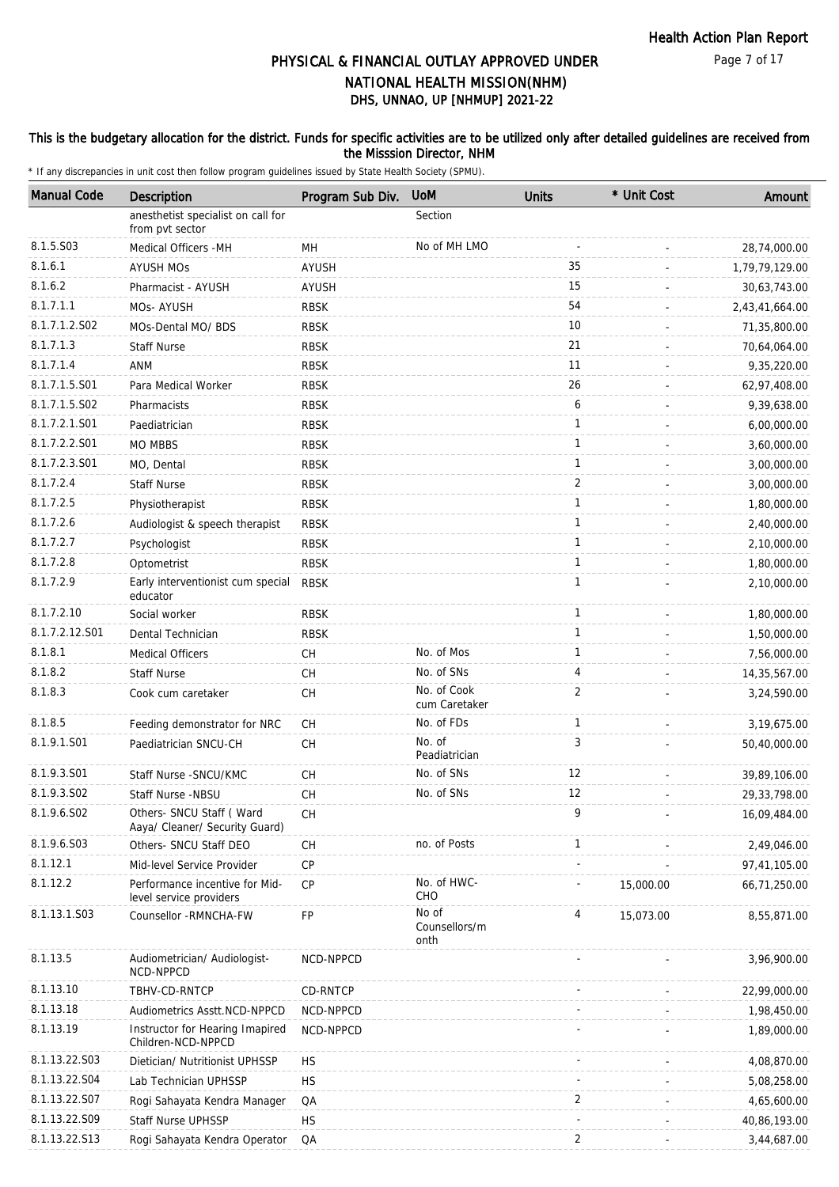# PHYSICAL & FINANCIAL OUTLAY APPROVED UNDER NATIONAL HEALTH MISSION(NHM)

## DHS, UNNAO, UP [NHMUP] 2021-22

**This is the budgetary allocation for the district. Funds for specific activities are to be utilized only after detailed guidelines are received from the Misssion Director, NHM**

\* If any discrepancies in unit cost then follow program guidelines issued by State Health Society (SPMU).

| Manual Code | Description | Program Sub Div. | UoM | Units | * Unit Cost | Amount |
|---|---|---|---|---|---|---|
| | anesthetist specialist on call for from pvt sector | | Section | | | |
| 8.1.5.S03 | Medical Officers -MH | MH | No of MH LMO | - | - | 28,74,000.00 |
| 8.1.6.1 | AYUSH MOs | AYUSH | | 35 | - | 1,79,79,129.00 |
| 8.1.6.2 | Pharmacist - AYUSH | AYUSH | | 15 | - | 30,63,743.00 |
| 8.1.7.1.1 | MOs- AYUSH | RBSK | | 54 | - | 2,43,41,664.00 |
| 8.1.7.1.2.S02 | MOs-Dental MO/ BDS | RBSK | | 10 | - | 71,35,800.00 |
| 8.1.7.1.3 | Staff Nurse | RBSK | | 21 | - | 70,64,064.00 |
| 8.1.7.1.4 | ANM | RBSK | | 11 | - | 9,35,220.00 |
| 8.1.7.1.5.S01 | Para Medical Worker | RBSK | | 26 | - | 62,97,408.00 |
| 8.1.7.1.5.S02 | Pharmacists | RBSK | | 6 | - | 9,39,638.00 |
| 8.1.7.2.1.S01 | Paediatrician | RBSK | | 1 | - | 6,00,000.00 |
| 8.1.7.2.2.S01 | MO MBBS | RBSK | | 1 | - | 3,60,000.00 |
| 8.1.7.2.3.S01 | MO, Dental | RBSK | | 1 | - | 3,00,000.00 |
| 8.1.7.2.4 | Staff Nurse | RBSK | | 2 | - | 3,00,000.00 |
| 8.1.7.2.5 | Physiotherapist | RBSK | | 1 | - | 1,80,000.00 |
| 8.1.7.2.6 | Audiologist & speech therapist | RBSK | | 1 | - | 2,40,000.00 |
| 8.1.7.2.7 | Psychologist | RBSK | | 1 | - | 2,10,000.00 |
| 8.1.7.2.8 | Optometrist | RBSK | | 1 | - | 1,80,000.00 |
| 8.1.7.2.9 | Early interventionist cum special educator | RBSK | | 1 | - | 2,10,000.00 |
| 8.1.7.2.10 | Social worker | RBSK | | 1 | - | 1,80,000.00 |
| 8.1.7.2.12.S01 | Dental Technician | RBSK | | 1 | - | 1,50,000.00 |
| 8.1.8.1 | Medical Officers | CH | No. of Mos | 1 | - | 7,56,000.00 |
| 8.1.8.2 | Staff Nurse | CH | No. of SNs | 4 | - | 14,35,567.00 |
| 8.1.8.3 | Cook cum caretaker | CH | No. of Cook cum Caretaker | 2 | - | 3,24,590.00 |
| 8.1.8.5 | Feeding demonstrator for NRC | CH | No. of FDs | 1 | - | 3,19,675.00 |
| 8.1.9.1.S01 | Paediatrician SNCU-CH | CH | No. of Peadiatrician | 3 | - | 50,40,000.00 |
| 8.1.9.3.S01 | Staff Nurse -SNCU/KMC | CH | No. of SNs | 12 | - | 39,89,106.00 |
| 8.1.9.3.S02 | Staff Nurse -NBSU | CH | No. of SNs | 12 | - | 29,33,798.00 |
| 8.1.9.6.S02 | Others- SNCU Staff ( Ward Aaya/ Cleaner/ Security Guard) | CH | | 9 | - | 16,09,484.00 |
| 8.1.9.6.S03 | Others- SNCU Staff DEO | CH | no. of Posts | 1 | - | 2,49,046.00 |
| 8.1.12.1 | Mid-level Service Provider | CP | | - | - | 97,41,105.00 |
| 8.1.12.2 | Performance incentive for Mid-level service providers | CP | No. of HWC-CHO | - | 15,000.00 | 66,71,250.00 |
| 8.1.13.1.S03 | Counsellor -RMNCHA-FW | FP | No of Counsellors/month | 4 | 15,073.00 | 8,55,871.00 |
| 8.1.13.5 | Audiometrician/ Audiologist-NCD-NPPCD | NCD-NPPCD | | - | - | 3,96,900.00 |
| 8.1.13.10 | TBHV-CD-RNTCP | CD-RNTCP | | - | - | 22,99,000.00 |
| 8.1.13.18 | Audiometrics Asstt.NCD-NPPCD | NCD-NPPCD | | - | - | 1,98,450.00 |
| 8.1.13.19 | Instructor for Hearing Imapired Children-NCD-NPPCD | NCD-NPPCD | | - | - | 1,89,000.00 |
| 8.1.13.22.S03 | Dietician/ Nutritionist UPHSSP | HS | | - | - | 4,08,870.00 |
| 8.1.13.22.S04 | Lab Technician UPHSSP | HS | | - | - | 5,08,258.00 |
| 8.1.13.22.S07 | Rogi Sahayata Kendra Manager | QA | | 2 | - | 4,65,600.00 |
| 8.1.13.22.S09 | Staff Nurse UPHSSP | HS | | - | - | 40,86,193.00 |
| 8.1.13.22.S13 | Rogi Sahayata Kendra Operator | QA | | 2 | - | 3,44,687.00 |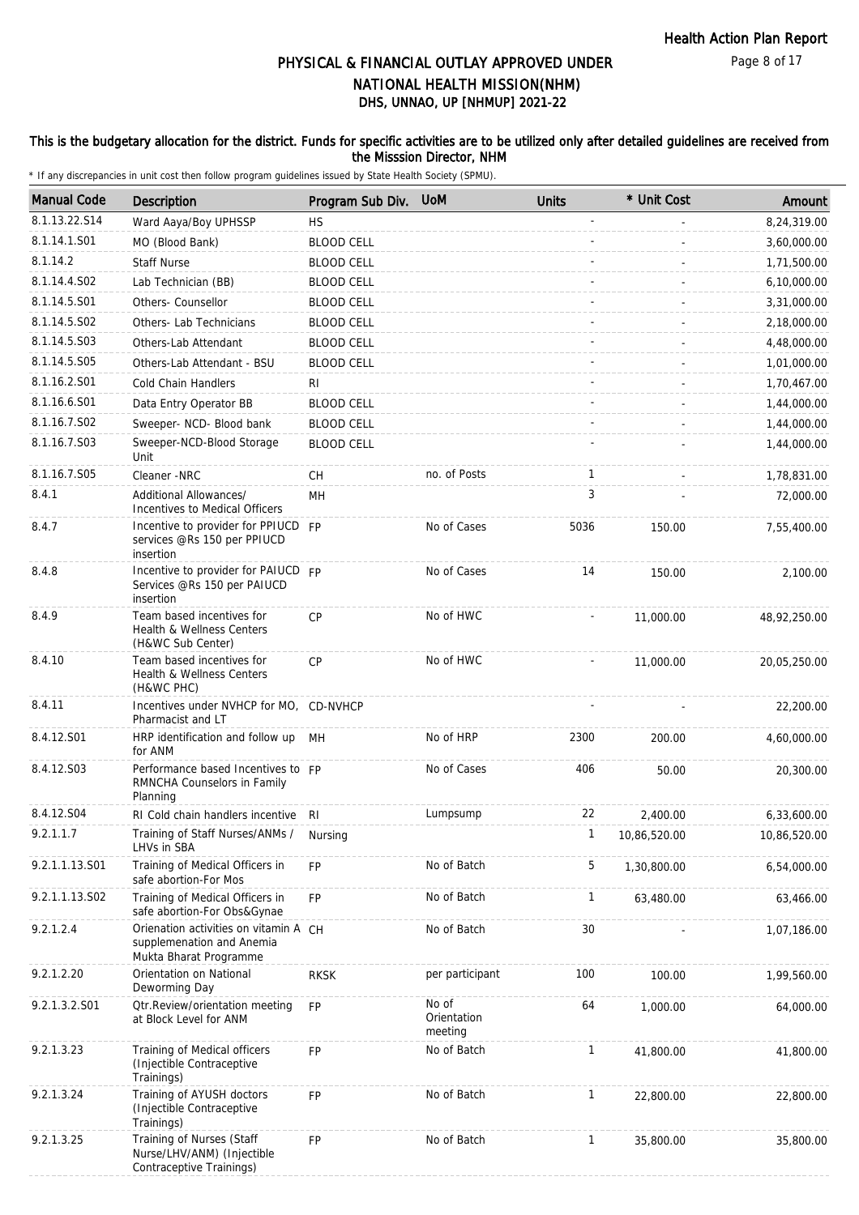# PHYSICAL & FINANCIAL OUTLAY APPROVED UNDER NATIONAL HEALTH MISSION(NHM)

## DHS, UNNAO, UP [NHMUP] 2021-22

**This is the budgetary allocation for the district. Funds for specific activities are to be utilized only after detailed guidelines are received from the Misssion Director, NHM**

\* If any discrepancies in unit cost then follow program guidelines issued by State Health Society (SPMU).

| Manual Code | Description | Program Sub Div. | UoM | Units | * Unit Cost | Amount |
|---|---|---|---|---|---|---|
| 8.1.13.22.S14 | Ward Aaya/Boy UPHSSP | HS | | - | - | 8,24,319.00 |
| 8.1.14.1.S01 | MO (Blood Bank) | BLOOD CELL | | - | - | 3,60,000.00 |
| 8.1.14.2 | Staff Nurse | BLOOD CELL | | - | - | 1,71,500.00 |
| 8.1.14.4.S02 | Lab Technician (BB) | BLOOD CELL | | - | - | 6,10,000.00 |
| 8.1.14.5.S01 | Others- Counsellor | BLOOD CELL | | - | - | 3,31,000.00 |
| 8.1.14.5.S02 | Others- Lab Technicians | BLOOD CELL | | - | - | 2,18,000.00 |
| 8.1.14.5.S03 | Others-Lab Attendant | BLOOD CELL | | - | - | 4,48,000.00 |
| 8.1.14.5.S05 | Others-Lab Attendant - BSU | BLOOD CELL | | - | - | 1,01,000.00 |
| 8.1.16.2.S01 | Cold Chain Handlers | RI | | - | - | 1,70,467.00 |
| 8.1.16.6.S01 | Data Entry Operator BB | BLOOD CELL | | - | - | 1,44,000.00 |
| 8.1.16.7.S02 | Sweeper- NCD- Blood bank | BLOOD CELL | | - | - | 1,44,000.00 |
| 8.1.16.7.S03 | Sweeper-NCD-Blood Storage Unit | BLOOD CELL | | - | - | 1,44,000.00 |
| 8.1.16.7.S05 | Cleaner -NRC | CH | no. of Posts | 1 | - | 1,78,831.00 |
| 8.4.1 | Additional Allowances/ Incentives to Medical Officers | MH | | 3 | - | 72,000.00 |
| 8.4.7 | Incentive to provider for PPIUCD services @Rs 150 per PPIUCD insertion | FP | No of Cases | 5036 | 150.00 | 7,55,400.00 |
| 8.4.8 | Incentive to provider for PAIUCD Services @Rs 150 per PAIUCD insertion | FP | No of Cases | 14 | 150.00 | 2,100.00 |
| 8.4.9 | Team based incentives for Health & Wellness Centers (H&WC Sub Center) | CP | No of HWC | - | 11,000.00 | 48,92,250.00 |
| 8.4.10 | Team based incentives for Health & Wellness Centers (H&WC PHC) | CP | No of HWC | - | 11,000.00 | 20,05,250.00 |
| 8.4.11 | Incentives under NVHCP for MO, Pharmacist and LT | CD-NVHCP | | - | - | 22,200.00 |
| 8.4.12.S01 | HRP identification and follow up for ANM | MH | No of HRP | 2300 | 200.00 | 4,60,000.00 |
| 8.4.12.S03 | Performance based Incentives to RMNCHA Counselors in Family Planning | FP | No of Cases | 406 | 50.00 | 20,300.00 |
| 8.4.12.S04 | RI Cold chain handlers incentive | RI | Lumpsump | 22 | 2,400.00 | 6,33,600.00 |
| 9.2.1.1.7 | Training of Staff Nurses/ANMs / LHVs in SBA | Nursing | | 1 | 10,86,520.00 | 10,86,520.00 |
| 9.2.1.1.13.S01 | Training of Medical Officers in safe abortion-For Mos | FP | No of Batch | 5 | 1,30,800.00 | 6,54,000.00 |
| 9.2.1.1.13.S02 | Training of Medical Officers in safe abortion-For Obs&Gynae | FP | No of Batch | 1 | 63,480.00 | 63,466.00 |
| 9.2.1.2.4 | Orienation activities on vitamin A supplemenation and Anemia Mukta Bharat Programme | CH | No of Batch | 30 | - | 1,07,186.00 |
| 9.2.1.2.20 | Orientation on National Deworming Day | RKSK | per participant | 100 | 100.00 | 1,99,560.00 |
| 9.2.1.3.2.S01 | Qtr.Review/orientation meeting at Block Level for ANM | FP | No of Orientation meeting | 64 | 1,000.00 | 64,000.00 |
| 9.2.1.3.23 | Training of Medical officers (Injectible Contraceptive Trainings) | FP | No of Batch | 1 | 41,800.00 | 41,800.00 |
| 9.2.1.3.24 | Training of AYUSH doctors (Injectible Contraceptive Trainings) | FP | No of Batch | 1 | 22,800.00 | 22,800.00 |
| 9.2.1.3.25 | Training of Nurses (Staff Nurse/LHV/ANM) (Injectible Contraceptive Trainings) | FP | No of Batch | 1 | 35,800.00 | 35,800.00 |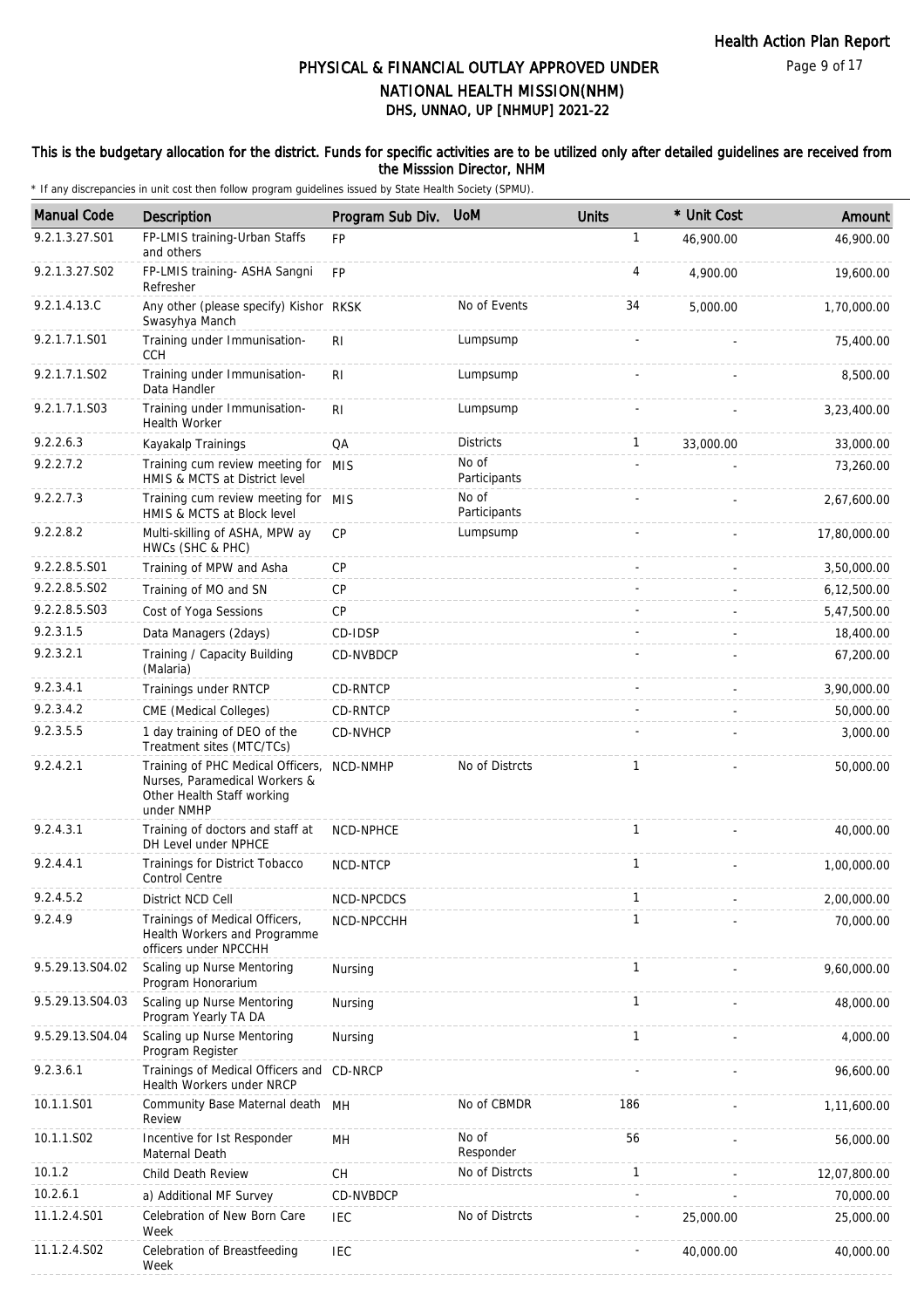# PHYSICAL & FINANCIAL OUTLAY APPROVED UNDER NATIONAL HEALTH MISSION(NHM)

## DHS, UNNAO, UP [NHMUP] 2021-22

**This is the budgetary allocation for the district. Funds for specific activities are to be utilized only after detailed guidelines are received from the Misssion Director, NHM**

\* If any discrepancies in unit cost then follow program guidelines issued by State Health Society (SPMU).

| Manual Code | Description | Program Sub Div. | UoM | Units | * Unit Cost | Amount |
|---|---|---|---|---|---|---|
| 9.2.1.3.27.S01 | FP-LMIS training-Urban Staffs and others | FP | | 1 | 46,900.00 | 46,900.00 |
| 9.2.1.3.27.S02 | FP-LMIS training- ASHA Sangni Refresher | FP | | 4 | 4,900.00 | 19,600.00 |
| 9.2.1.4.13.C | Any other (please specify) Kishor Swasyhya Manch | RKSK | No of Events | 34 | 5,000.00 | 1,70,000.00 |
| 9.2.1.7.1.S01 | Training under Immunisation-CCH | RI | Lumpsump | - | - | 75,400.00 |
| 9.2.1.7.1.S02 | Training under Immunisation-Data Handler | RI | Lumpsump | - | - | 8,500.00 |
| 9.2.1.7.1.S03 | Training under Immunisation-Health Worker | RI | Lumpsump | - | - | 3,23,400.00 |
| 9.2.2.6.3 | Kayakalp Trainings | QA | Districts | 1 | 33,000.00 | 33,000.00 |
| 9.2.2.7.2 | Training cum review meeting for HMIS & MCTS at District level | MIS | No of Participants | - | - | 73,260.00 |
| 9.2.2.7.3 | Training cum review meeting for HMIS & MCTS at Block level | MIS | No of Participants | - | - | 2,67,600.00 |
| 9.2.2.8.2 | Multi-skilling of ASHA, MPW ay HWCs (SHC & PHC) | CP | Lumpsump | - | - | 17,80,000.00 |
| 9.2.2.8.5.S01 | Training of MPW and Asha | CP | | - | - | 3,50,000.00 |
| 9.2.2.8.5.S02 | Training of MO and SN | CP | | - | - | 6,12,500.00 |
| 9.2.2.8.5.S03 | Cost of Yoga Sessions | CP | | - | - | 5,47,500.00 |
| 9.2.3.1.5 | Data Managers (2days) | CD-IDSP | | - | - | 18,400.00 |
| 9.2.3.2.1 | Training / Capacity Building (Malaria) | CD-NVBDCP | | - | - | 67,200.00 |
| 9.2.3.4.1 | Trainings under RNTCP | CD-RNTCP | | - | - | 3,90,000.00 |
| 9.2.3.4.2 | CME (Medical Colleges) | CD-RNTCP | | - | - | 50,000.00 |
| 9.2.3.5.5 | 1 day training of DEO of the Treatment sites (MTC/TCs) | CD-NVHCP | | - | - | 3,000.00 |
| 9.2.4.2.1 | Training of PHC Medical Officers, Nurses, Paramedical Workers & Other Health Staff working under NMHP | NCD-NMHP | No of Distrcts | 1 | - | 50,000.00 |
| 9.2.4.3.1 | Training of doctors and staff at DH Level under NPHCE | NCD-NPHCE | | 1 | - | 40,000.00 |
| 9.2.4.4.1 | Trainings for District Tobacco Control Centre | NCD-NTCP | | 1 | - | 1,00,000.00 |
| 9.2.4.5.2 | District NCD Cell | NCD-NPCDCS | | 1 | - | 2,00,000.00 |
| 9.2.4.9 | Trainings of Medical Officers, Health Workers and Programme officers under NPCCHH | NCD-NPCCHH | | 1 | - | 70,000.00 |
| 9.5.29.13.S04.02 | Scaling up Nurse Mentoring Program Honorarium | Nursing | | 1 | - | 9,60,000.00 |
| 9.5.29.13.S04.03 | Scaling up Nurse Mentoring Program Yearly TA DA | Nursing | | 1 | - | 48,000.00 |
| 9.5.29.13.S04.04 | Scaling up Nurse Mentoring Program Register | Nursing | | 1 | - | 4,000.00 |
| 9.2.3.6.1 | Trainings of Medical Officers and Health Workers under NRCP | CD-NRCP | | - | - | 96,600.00 |
| 10.1.1.S01 | Community Base Maternal death Review | MH | No of CBMDR | 186 | - | 1,11,600.00 |
| 10.1.1.S02 | Incentive for Ist Responder Maternal Death | MH | No of Responder | 56 | - | 56,000.00 |
| 10.1.2 | Child Death Review | CH | No of Distrcts | 1 | - | 12,07,800.00 |
| 10.2.6.1 | a) Additional MF Survey | CD-NVBDCP | | - | - | 70,000.00 |
| 11.1.2.4.S01 | Celebration of New Born Care Week | IEC | No of Distrcts | - | 25,000.00 | 25,000.00 |
| 11.1.2.4.S02 | Celebration of Breastfeeding Week | IEC | | - | 40,000.00 | 40,000.00 |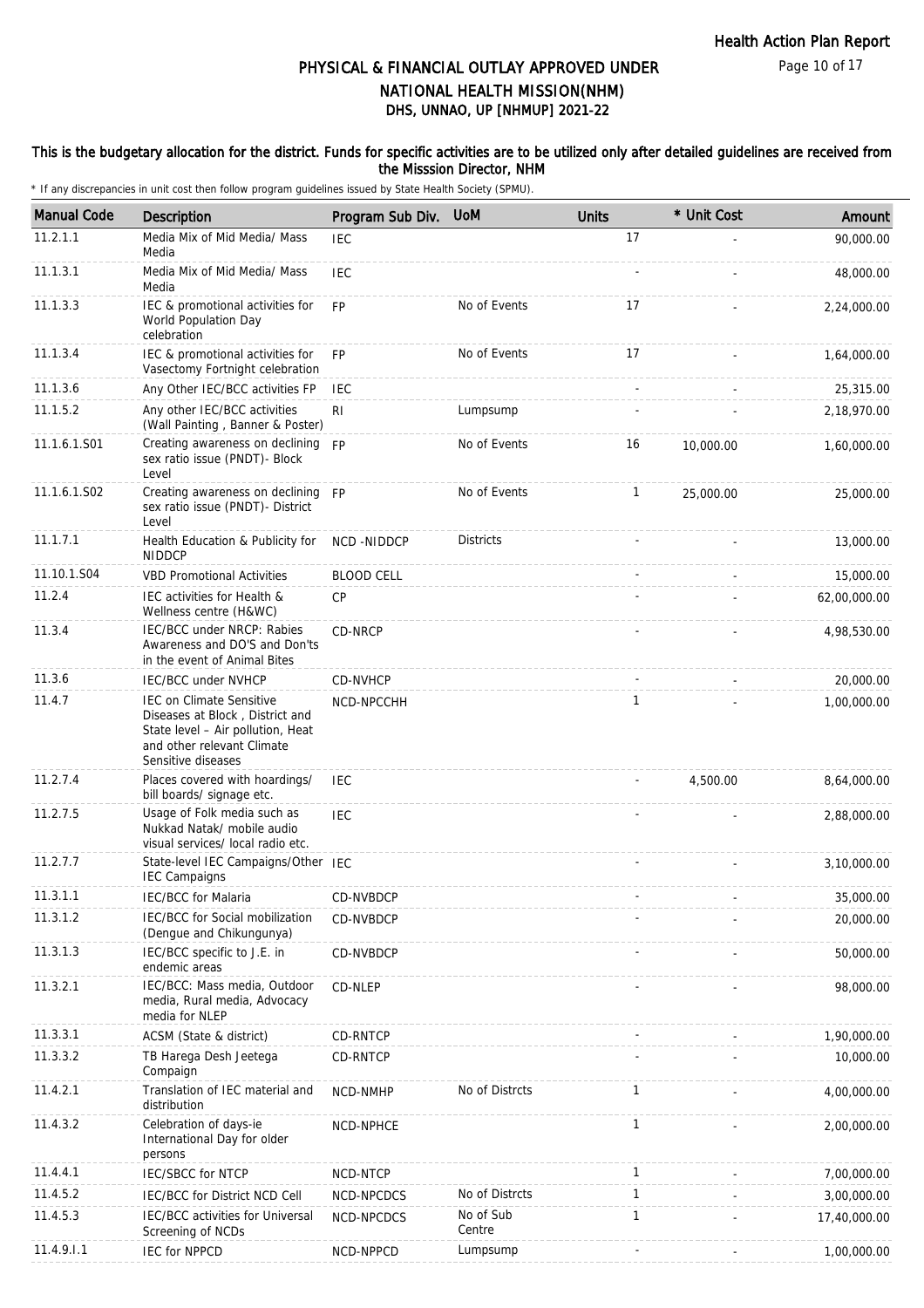# PHYSICAL & FINANCIAL OUTLAY APPROVED UNDER NATIONAL HEALTH MISSION(NHM)
## DHS, UNNAO, UP [NHMUP] 2021-22

### This is the budgetary allocation for the district. Funds for specific activities are to be utilized only after detailed guidelines are received from the Misssion Director, NHM

\* If any discrepancies in unit cost then follow program guidelines issued by State Health Society (SPMU).

| Manual Code | Description | Program Sub Div. | UoM | Units | * Unit Cost | Amount |
|---|---|---|---|---|---|---|
| 11.2.1.1 | Media Mix of Mid Media/ Mass Media | IEC | | 17 | - | 90,000.00 |
| 11.1.3.1 | Media Mix of Mid Media/ Mass Media | IEC | | - | - | 48,000.00 |
| 11.1.3.3 | IEC & promotional activities for World Population Day celebration | FP | No of Events | 17 | - | 2,24,000.00 |
| 11.1.3.4 | IEC & promotional activities for Vasectomy Fortnight celebration | FP | No of Events | 17 | - | 1,64,000.00 |
| 11.1.3.6 | Any Other IEC/BCC activities FP | IEC | | - | - | 25,315.00 |
| 11.1.5.2 | Any other IEC/BCC activities (Wall Painting , Banner & Poster) | RI | Lumpsump | - | - | 2,18,970.00 |
| 11.1.6.1.S01 | Creating awareness on declining sex ratio issue (PNDT)- Block Level | FP | No of Events | 16 | 10,000.00 | 1,60,000.00 |
| 11.1.6.1.S02 | Creating awareness on declining sex ratio issue (PNDT)- District Level | FP | No of Events | 1 | 25,000.00 | 25,000.00 |
| 11.1.7.1 | Health Education & Publicity for NIDDCP | NCD -NIDDCP | Districts | - | - | 13,000.00 |
| 11.10.1.S04 | VBD Promotional Activities | BLOOD CELL | | - | - | 15,000.00 |
| 11.2.4 | IEC activities for Health & Wellness centre (H&WC) | CP | | - | - | 62,00,000.00 |
| 11.3.4 | IEC/BCC under NRCP: Rabies Awareness and DO'S and Don'ts in the event of Animal Bites | CD-NRCP | | - | - | 4,98,530.00 |
| 11.3.6 | IEC/BCC under NVHCP | CD-NVHCP | | - | - | 20,000.00 |
| 11.4.7 | IEC on Climate Sensitive Diseases at Block , District and State level – Air pollution, Heat and other relevant Climate Sensitive diseases | NCD-NPCCHH | | 1 | - | 1,00,000.00 |
| 11.2.7.4 | Places covered with hoardings/ bill boards/ signage etc. | IEC | | - | 4,500.00 | 8,64,000.00 |
| 11.2.7.5 | Usage of Folk media such as Nukkad Natak/ mobile audio visual services/ local radio etc. | IEC | | - | - | 2,88,000.00 |
| 11.2.7.7 | State-level IEC Campaigns/Other IEC Campaigns | IEC | | - | - | 3,10,000.00 |
| 11.3.1.1 | IEC/BCC for Malaria | CD-NVBDCP | | - | - | 35,000.00 |
| 11.3.1.2 | IEC/BCC for Social mobilization (Dengue and Chikungunya) | CD-NVBDCP | | - | - | 20,000.00 |
| 11.3.1.3 | IEC/BCC specific to J.E. in endemic areas | CD-NVBDCP | | - | - | 50,000.00 |
| 11.3.2.1 | IEC/BCC: Mass media, Outdoor media, Rural media, Advocacy media for NLEP | CD-NLEP | | - | - | 98,000.00 |
| 11.3.3.1 | ACSM (State & district) | CD-RNTCP | | - | - | 1,90,000.00 |
| 11.3.3.2 | TB Harega Desh Jeetega Compaign | CD-RNTCP | | - | - | 10,000.00 |
| 11.4.2.1 | Translation of IEC material and distribution | NCD-NMHP | No of Distrcts | 1 | - | 4,00,000.00 |
| 11.4.3.2 | Celebration of days-ie International Day for older persons | NCD-NPHCE | | 1 | - | 2,00,000.00 |
| 11.4.4.1 | IEC/SBCC for NTCP | NCD-NTCP | | 1 | - | 7,00,000.00 |
| 11.4.5.2 | IEC/BCC for District NCD Cell | NCD-NPCDCS | No of Distrcts | 1 | - | 3,00,000.00 |
| 11.4.5.3 | IEC/BCC activities for Universal Screening of NCDs | NCD-NPCDCS | No of Sub Centre | 1 | - | 17,40,000.00 |
| 11.4.9.I.1 | IEC for NPPCD | NCD-NPPCD | Lumpsump | - | - | 1,00,000.00 |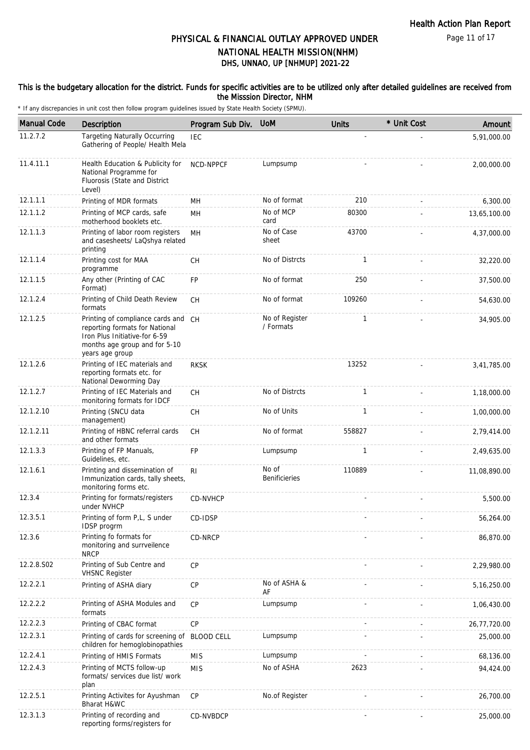# PHYSICAL & FINANCIAL OUTLAY APPROVED UNDER NATIONAL HEALTH MISSION(NHM)

## DHS, UNNAO, UP [NHMUP] 2021-22

### This is the budgetary allocation for the district. Funds for specific activities are to be utilized only after detailed guidelines are received from the Misssion Director, NHM

\* If any discrepancies in unit cost then follow program guidelines issued by State Health Society (SPMU).

| Manual Code | Description | Program Sub Div. | UoM | Units | * Unit Cost | Amount |
|---|---|---|---|---|---|---|
| 11.2.7.2 | Targeting Naturally Occurring Gathering of People/ Health Mela | IEC | | - | - | 5,91,000.00 |
| 11.4.11.1 | Health Education & Publicity for National Programme for Fluorosis (State and District Level) | NCD-NPPCF | Lumpsump | - | - | 2,00,000.00 |
| 12.1.1.1 | Printing of MDR formats | MH | No of format | 210 | - | 6,300.00 |
| 12.1.1.2 | Printing of MCP cards, safe motherhood booklets etc. | MH | No of MCP card | 80300 | - | 13,65,100.00 |
| 12.1.1.3 | Printing of labor room registers and casesheets/ LaQshya related printing | MH | No of Case sheet | 43700 | - | 4,37,000.00 |
| 12.1.1.4 | Printing cost for MAA programme | CH | No of Distrcts | 1 | - | 32,220.00 |
| 12.1.1.5 | Any other (Printing of CAC Format) | FP | No of format | 250 | - | 37,500.00 |
| 12.1.2.4 | Printing of Child Death Review formats | CH | No of format | 109260 | - | 54,630.00 |
| 12.1.2.5 | Printing of compliance cards and reporting formats for National Iron Plus Initiative-for 6-59 months age group and for 5-10 years age group | CH | No of Register / Formats | 1 | - | 34,905.00 |
| 12.1.2.6 | Printing of IEC materials and reporting formats etc. for National Deworming Day | RKSK | | 13252 | - | 3,41,785.00 |
| 12.1.2.7 | Printing of IEC Materials and monitoring formats for IDCF | CH | No of Distrcts | 1 | - | 1,18,000.00 |
| 12.1.2.10 | Printing (SNCU data management) | CH | No of Units | 1 | - | 1,00,000.00 |
| 12.1.2.11 | Printing of HBNC referral cards and other formats | CH | No of format | 558827 | - | 2,79,414.00 |
| 12.1.3.3 | Printing of FP Manuals, Guidelines, etc. | FP | Lumpsump | 1 | - | 2,49,635.00 |
| 12.1.6.1 | Printing and dissemination of Immunization cards, tally sheets, monitoring forms etc. | RI | No of Benificieries | 110889 | - | 11,08,890.00 |
| 12.3.4 | Printing for formats/registers under NVHCP | CD-NVHCP | | - | - | 5,500.00 |
| 12.3.5.1 | Printing of form P,L, S under IDSP progrm | CD-IDSP | | - | - | 56,264.00 |
| 12.3.6 | Printing fo formats for monitoring and surrveilence NRCP | CD-NRCP | | - | - | 86,870.00 |
| 12.2.8.S02 | Printing of Sub Centre and VHSNC Register | CP | | - | - | 2,29,980.00 |
| 12.2.2.1 | Printing of ASHA diary | CP | No of ASHA & AF | - | - | 5,16,250.00 |
| 12.2.2.2 | Printing of ASHA Modules and formats | CP | Lumpsump | - | - | 1,06,430.00 |
| 12.2.2.3 | Printing of CBAC format | CP | | - | - | 26,77,720.00 |
| 12.2.3.1 | Printing of cards for screening of children for hemoglobinopathies | BLOOD CELL | Lumpsump | - | - | 25,000.00 |
| 12.2.4.1 | Printing of HMIS Formats | MIS | Lumpsump | - | - | 68,136.00 |
| 12.2.4.3 | Printing of MCTS follow-up formats/ services due list/ work plan | MIS | No of ASHA | 2623 | - | 94,424.00 |
| 12.2.5.1 | Printing Activites for Ayushman Bharat H&WC | CP | No.of Register | - | - | 26,700.00 |
| 12.3.1.3 | Printing of recording and reporting forms/registers for | CD-NVBDCP | | - | - | 25,000.00 |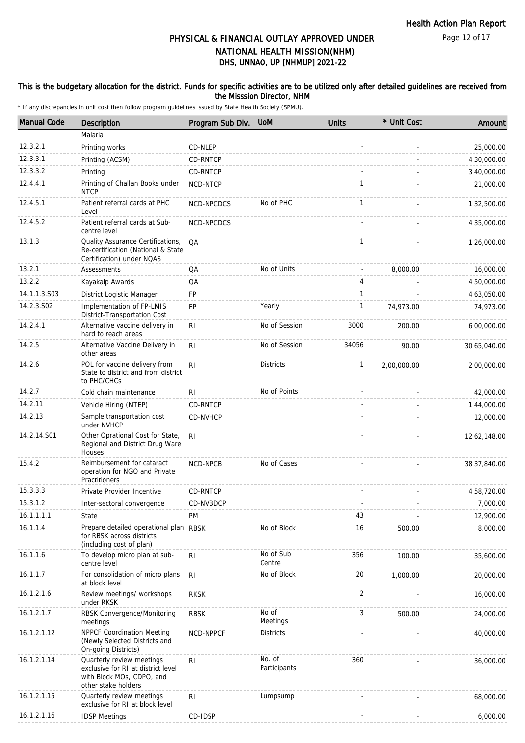# PHYSICAL & FINANCIAL OUTLAY APPROVED UNDER NATIONAL HEALTH MISSION(NHM)

## DHS, UNNAO, UP [NHMUP] 2021-22

**This is the budgetary allocation for the district. Funds for specific activities are to be utilized only after detailed guidelines are received from the Misssion Director, NHM**

\* If any discrepancies in unit cost then follow program guidelines issued by State Health Society (SPMU).

| Manual Code | Description | Program Sub Div. | UoM | Units | * Unit Cost | Amount |
|---|---|---|---|---|---|---|
| | Malaria | | | | | |
| 12.3.2.1 | Printing works | CD-NLEP | | - | - | 25,000.00 |
| 12.3.3.1 | Printing (ACSM) | CD-RNTCP | | - | - | 4,30,000.00 |
| 12.3.3.2 | Printing | CD-RNTCP | | - | - | 3,40,000.00 |
| 12.4.4.1 | Printing of Challan Books under NTCP | NCD-NTCP | | 1 | - | 21,000.00 |
| 12.4.5.1 | Patient referral cards at PHC Level | NCD-NPCDCS | No of PHC | 1 | - | 1,32,500.00 |
| 12.4.5.2 | Patient referral cards at Sub-centre level | NCD-NPCDCS | | - | - | 4,35,000.00 |
| 13.1.3 | Quality Assurance Certifications, Re-certification (National & State Certification) under NQAS | QA | | 1 | - | 1,26,000.00 |
| 13.2.1 | Assessments | QA | No of Units | - | 8,000.00 | 16,000.00 |
| 13.2.2 | Kayakalp Awards | QA | | 4 | - | 4,50,000.00 |
| 14.1.1.3.S03 | District Logistic Manager | FP | | 1 | - | 4,63,050.00 |
| 14.2.3.S02 | Implementation of FP-LMIS District-Transportation Cost | FP | Yearly | 1 | 74,973.00 | 74,973.00 |
| 14.2.4.1 | Alternative vaccine delivery in hard to reach areas | RI | No of Session | 3000 | 200.00 | 6,00,000.00 |
| 14.2.5 | Alternative Vaccine Delivery in other areas | RI | No of Session | 34056 | 90.00 | 30,65,040.00 |
| 14.2.6 | POL for vaccine delivery from State to district and from district to PHC/CHCs | RI | Districts | 1 | 2,00,000.00 | 2,00,000.00 |
| 14.2.7 | Cold chain maintenance | RI | No of Points | - | - | 42,000.00 |
| 14.2.11 | Vehicle Hiring (NTEP) | CD-RNTCP | | - | - | 1,44,000.00 |
| 14.2.13 | Sample transportation cost under NVHCP | CD-NVHCP | | - | - | 12,000.00 |
| 14.2.14.S01 | Other Oprational Cost for State, Regional and District Drug Ware Houses | RI | | - | - | 12,62,148.00 |
| 15.4.2 | Reimbursement for cataract operation for NGO and Private Practitioners | NCD-NPCB | No of Cases | - | - | 38,37,840.00 |
| 15.3.3.3 | Private Provider Incentive | CD-RNTCP | | - | - | 4,58,720.00 |
| 15.3.1.2 | Inter-sectoral convergence | CD-NVBDCP | | - | - | 7,000.00 |
| 16.1.1.1.1 | State | PM | | 43 | - | 12,900.00 |
| 16.1.1.4 | Prepare detailed operational plan for RBSK across districts (including cost of plan) | RBSK | No of Block | 16 | 500.00 | 8,000.00 |
| 16.1.1.6 | To develop micro plan at sub-centre level | RI | No of Sub Centre | 356 | 100.00 | 35,600.00 |
| 16.1.1.7 | For consolidation of micro plans at block level | RI | No of Block | 20 | 1,000.00 | 20,000.00 |
| 16.1.2.1.6 | Review meetings/ workshops under RKSK | RKSK | | 2 | - | 16,000.00 |
| 16.1.2.1.7 | RBSK Convergence/Monitoring meetings | RBSK | No of Meetings | 3 | 500.00 | 24,000.00 |
| 16.1.2.1.12 | NPPCF Coordination Meeting (Newly Selected Districts and On-going Districts) | NCD-NPPCF | Districts | - | - | 40,000.00 |
| 16.1.2.1.14 | Quarterly review meetings exclusive for RI at district level with Block MOs, CDPO, and other stake holders | RI | No. of Participants | 360 | - | 36,000.00 |
| 16.1.2.1.15 | Quarterly review meetings exclusive for RI at block level | RI | Lumpsump | - | - | 68,000.00 |
| 16.1.2.1.16 | IDSP Meetings | CD-IDSP | | - | - | 6,000.00 |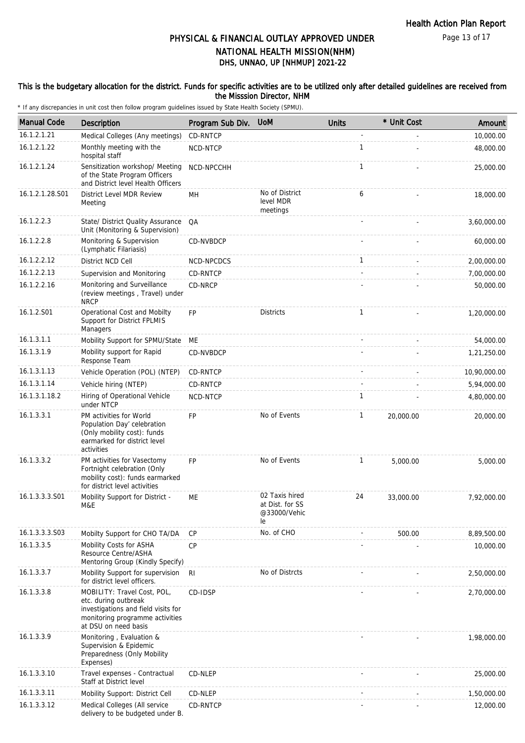# PHYSICAL & FINANCIAL OUTLAY APPROVED UNDER NATIONAL HEALTH MISSION(NHM)
## DHS, UNNAO, UP [NHMUP] 2021-22

### This is the budgetary allocation for the district. Funds for specific activities are to be utilized only after detailed guidelines are received from the Misssion Director, NHM

\* If any discrepancies in unit cost then follow program guidelines issued by State Health Society (SPMU).

| Manual Code | Description | Program Sub Div. | UoM | Units | * Unit Cost | Amount |
|---|---|---|---|---|---|---|
| 16.1.2.1.21 | Medical Colleges (Any meetings) | CD-RNTCP | | - | - | 10,000.00 |
| 16.1.2.1.22 | Monthly meeting with the hospital staff | NCD-NTCP | | 1 | - | 48,000.00 |
| 16.1.2.1.24 | Sensitization workshop/ Meeting of the State Program Officers and District level Health Officers | NCD-NPCCHH | | 1 | - | 25,000.00 |
| 16.1.2.1.28.S01 | District Level MDR Review Meeting | MH | No of District level MDR meetings | 6 | - | 18,000.00 |
| 16.1.2.2.3 | State/ District Quality Assurance Unit (Monitoring & Supervision) | QA | | - | - | 3,60,000.00 |
| 16.1.2.2.8 | Monitoring & Supervision (Lymphatic Filariasis) | CD-NVBDCP | | - | - | 60,000.00 |
| 16.1.2.2.12 | District NCD Cell | NCD-NPCDCS | | 1 | - | 2,00,000.00 |
| 16.1.2.2.13 | Supervision and Monitoring | CD-RNTCP | | - | - | 7,00,000.00 |
| 16.1.2.2.16 | Monitoring and Surveillance (review meetings , Travel) under NRCP | CD-NRCP | | - | - | 50,000.00 |
| 16.1.2.S01 | Operational Cost and Mobilty Support for District FPLMIS Managers | FP | Districts | 1 | - | 1,20,000.00 |
| 16.1.3.1.1 | Mobility Support for SPMU/State | ME | | - | - | 54,000.00 |
| 16.1.3.1.9 | Mobility support for Rapid Response Team | CD-NVBDCP | | - | - | 1,21,250.00 |
| 16.1.3.1.13 | Vehicle Operation (POL) (NTEP) | CD-RNTCP | | - | - | 10,90,000.00 |
| 16.1.3.1.14 | Vehicle hiring (NTEP) | CD-RNTCP | | - | - | 5,94,000.00 |
| 16.1.3.1.18.2 | Hiring of Operational Vehicle under NTCP | NCD-NTCP | | 1 | - | 4,80,000.00 |
| 16.1.3.3.1 | PM activities for World Population Day' celebration (Only mobility cost): funds earmarked for district level activities | FP | No of Events | 1 | 20,000.00 | 20,000.00 |
| 16.1.3.3.2 | PM activities for Vasectomy Fortnight celebration (Only mobility cost): funds earmarked for district level activities | FP | No of Events | 1 | 5,000.00 | 5,000.00 |
| 16.1.3.3.3.S01 | Mobility Support for District - M&E | ME | 02 Taxis hired at Dist. for SS @33000/Vehicle | 24 | 33,000.00 | 7,92,000.00 |
| 16.1.3.3.3.S03 | Mobilty Support for CHO TA/DA | CP | No. of CHO | - | 500.00 | 8,89,500.00 |
| 16.1.3.3.5 | Mobility Costs for ASHA Resource Centre/ASHA Mentoring Group (Kindly Specify) | CP | | - | - | 10,000.00 |
| 16.1.3.3.7 | Mobility Support for supervision for district level officers. | RI | No of Distrcts | - | - | 2,50,000.00 |
| 16.1.3.3.8 | MOBILITY: Travel Cost, POL, etc. during outbreak investigations and field visits for monitoring programme activities at DSU on need basis | CD-IDSP | | - | - | 2,70,000.00 |
| 16.1.3.3.9 | Monitoring , Evaluation & Supervision & Epidemic Preparedness (Only Mobility Expenses) | | | - | - | 1,98,000.00 |
| 16.1.3.3.10 | Travel expenses - Contractual Staff at District level | CD-NLEP | | - | - | 25,000.00 |
| 16.1.3.3.11 | Mobility Support: District Cell | CD-NLEP | | - | - | 1,50,000.00 |
| 16.1.3.3.12 | Medical Colleges (All service delivery to be budgeted under B. | CD-RNTCP | | - | - | 12,000.00 |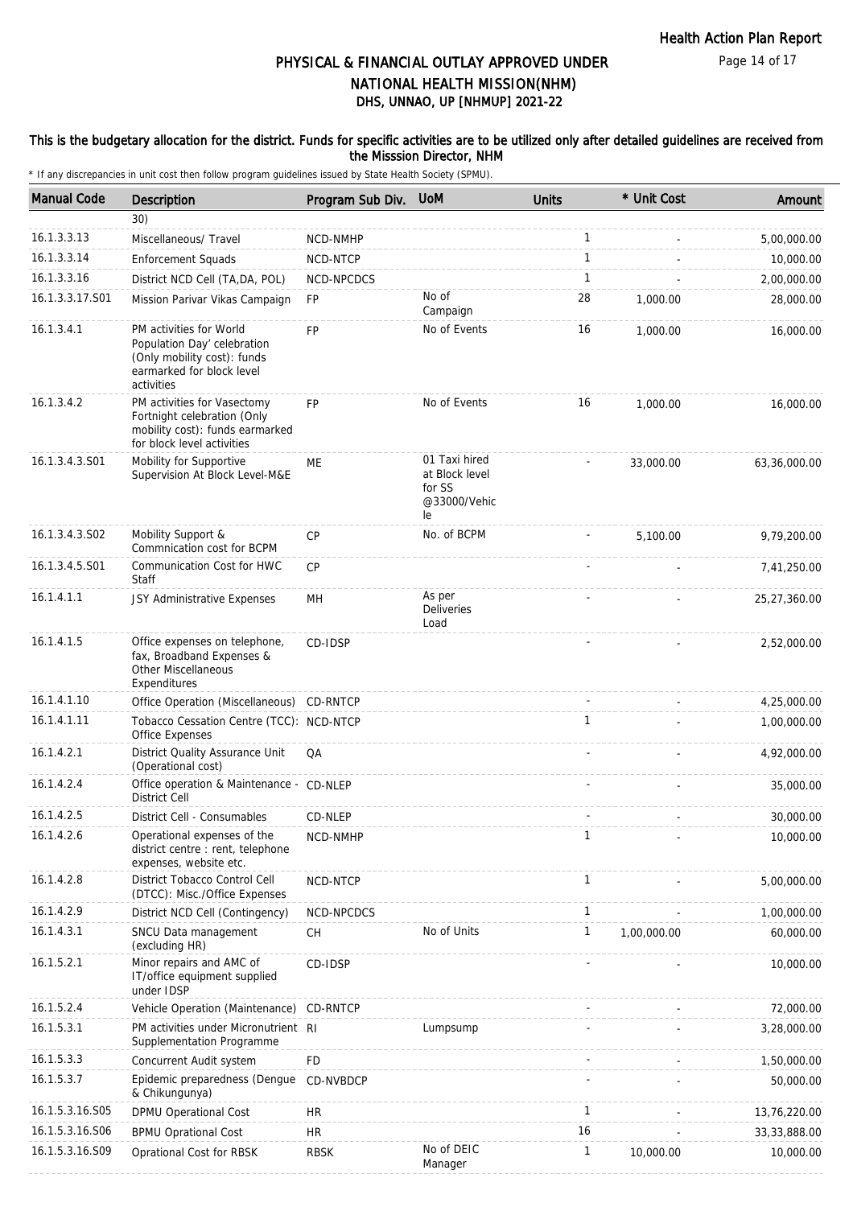# PHYSICAL & FINANCIAL OUTLAY APPROVED UNDER NATIONAL HEALTH MISSION(NHM)

## DHS, UNNAO, UP [NHMUP] 2021-22

### This is the budgetary allocation for the district. Funds for specific activities are to be utilized only after detailed guidelines are received from the Misssion Director, NHM

\* If any discrepancies in unit cost then follow program guidelines issued by State Health Society (SPMU).

| Manual Code | Description | Program Sub Div. | UoM | Units | * Unit Cost | Amount |
|---|---|---|---|---|---|---|
| | 30) | | | | | |
| 16.1.3.3.13 | Miscellaneous/ Travel | NCD-NMHP | | 1 | - | 5,00,000.00 |
| 16.1.3.3.14 | Enforcement Squads | NCD-NTCP | | 1 | - | 10,000.00 |
| 16.1.3.3.16 | District NCD Cell (TA,DA, POL) | NCD-NPCDCS | | 1 | - | 2,00,000.00 |
| 16.1.3.3.17.S01 | Mission Parivar Vikas Campaign | FP | No of Campaign | 28 | 1,000.00 | 28,000.00 |
| 16.1.3.4.1 | PM activities for World Population Day' celebration (Only mobility cost): funds earmarked for block level activities | FP | No of Events | 16 | 1,000.00 | 16,000.00 |
| 16.1.3.4.2 | PM activities for Vasectomy Fortnight celebration (Only mobility cost): funds earmarked for block level activities | FP | No of Events | 16 | 1,000.00 | 16,000.00 |
| 16.1.3.4.3.S01 | Mobility for Supportive Supervision At Block Level-M&E | ME | 01 Taxi hired at Block level for SS @33000/Vehicle | - | 33,000.00 | 63,36,000.00 |
| 16.1.3.4.3.S02 | Mobility Support & Commnication cost for BCPM | CP | No. of BCPM | - | 5,100.00 | 9,79,200.00 |
| 16.1.3.4.5.S01 | Communication Cost for HWC Staff | CP | | - | - | 7,41,250.00 |
| 16.1.4.1.1 | JSY Administrative Expenses | MH | As per Deliveries Load | - | - | 25,27,360.00 |
| 16.1.4.1.5 | Office expenses on telephone, fax, Broadband Expenses & Other Miscellaneous Expenditures | CD-IDSP | | - | - | 2,52,000.00 |
| 16.1.4.1.10 | Office Operation (Miscellaneous) | CD-RNTCP | | - | - | 4,25,000.00 |
| 16.1.4.1.11 | Tobacco Cessation Centre (TCC): Office Expenses | NCD-NTCP | | 1 | - | 1,00,000.00 |
| 16.1.4.2.1 | District Quality Assurance Unit (Operational cost) | QA | | - | - | 4,92,000.00 |
| 16.1.4.2.4 | Office operation & Maintenance - District Cell | CD-NLEP | | - | - | 35,000.00 |
| 16.1.4.2.5 | District Cell - Consumables | CD-NLEP | | - | - | 30,000.00 |
| 16.1.4.2.6 | Operational expenses of the district centre : rent, telephone expenses, website etc. | NCD-NMHP | | 1 | - | 10,000.00 |
| 16.1.4.2.8 | District Tobacco Control Cell (DTCC): Misc./Office Expenses | NCD-NTCP | | 1 | - | 5,00,000.00 |
| 16.1.4.2.9 | District NCD Cell (Contingency) | NCD-NPCDCS | | 1 | - | 1,00,000.00 |
| 16.1.4.3.1 | SNCU Data management (excluding HR) | CH | No of Units | 1 | 1,00,000.00 | 60,000.00 |
| 16.1.5.2.1 | Minor repairs and AMC of IT/office equipment supplied under IDSP | CD-IDSP | | - | - | 10,000.00 |
| 16.1.5.2.4 | Vehicle Operation (Maintenance) | CD-RNTCP | | - | - | 72,000.00 |
| 16.1.5.3.1 | PM activities under Micronutrient Supplementation Programme | RI | Lumpsump | - | - | 3,28,000.00 |
| 16.1.5.3.3 | Concurrent Audit system | FD | | - | - | 1,50,000.00 |
| 16.1.5.3.7 | Epidemic preparedness (Dengue & Chikungunya) | CD-NVBDCP | | - | - | 50,000.00 |
| 16.1.5.3.16.S05 | DPMU Operational Cost | HR | | 1 | - | 13,76,220.00 |
| 16.1.5.3.16.S06 | BPMU Oprational Cost | HR | | 16 | - | 33,33,888.00 |
| 16.1.5.3.16.S09 | Oprational Cost for RBSK | RBSK | No of DEIC Manager | 1 | 10,000.00 | 10,000.00 |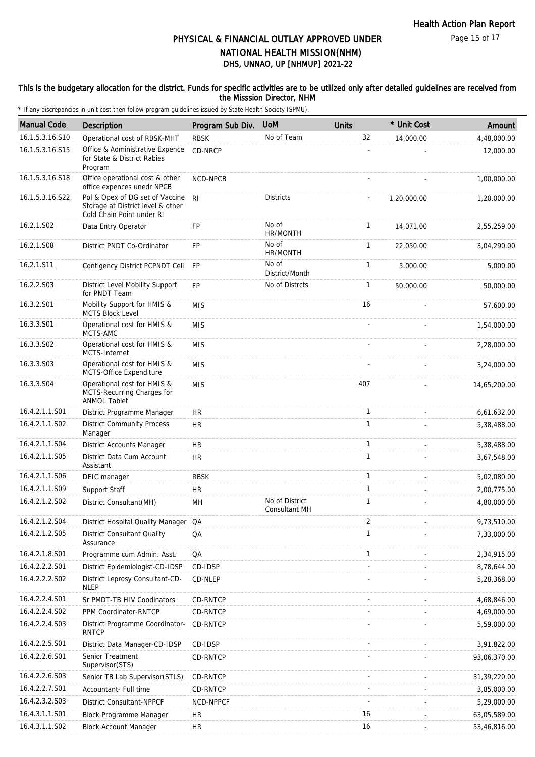# PHYSICAL & FINANCIAL OUTLAY APPROVED UNDER NATIONAL HEALTH MISSION(NHM)

## DHS, UNNAO, UP [NHMUP] 2021-22

**This is the budgetary allocation for the district. Funds for specific activities are to be utilized only after detailed guidelines are received from the Misssion Director, NHM**

\* If any discrepancies in unit cost then follow program guidelines issued by State Health Society (SPMU).

| Manual Code | Description | Program Sub Div. | UoM | Units | * Unit Cost | Amount |
|---|---|---|---|---|---|---|
| 16.1.5.3.16.S10 | Operational cost of RBSK-MHT | RBSK | No of Team | 32 | 14,000.00 | 4,48,000.00 |
| 16.1.5.3.16.S15 | Office & Administrative Expence for State & District Rabies Program | CD-NRCP | | - | - | 12,000.00 |
| 16.1.5.3.16.S18 | Office operational cost & other office expences unedr NPCB | NCD-NPCB | | - | - | 1,00,000.00 |
| 16.1.5.3.16.S22. | Pol & Opex of DG set of Vaccine Storage at District level & other Cold Chain Point under RI | RI | Districts | - | 1,20,000.00 | 1,20,000.00 |
| 16.2.1.S02 | Data Entry Operator | FP | No of HR/MONTH | 1 | 14,071.00 | 2,55,259.00 |
| 16.2.1.S08 | District PNDT Co-Ordinator | FP | No of HR/MONTH | 1 | 22,050.00 | 3,04,290.00 |
| 16.2.1.S11 | Contigency District PCPNDT Cell | FP | No of District/Month | 1 | 5,000.00 | 5,000.00 |
| 16.2.2.S03 | District Level Mobility Support for PNDT Team | FP | No of Distrcts | 1 | 50,000.00 | 50,000.00 |
| 16.3.2.S01 | Mobility Support for HMIS & MCTS Block Level | MIS | | 16 | - | 57,600.00 |
| 16.3.3.S01 | Operational cost for HMIS & MCTS-AMC | MIS | | - | - | 1,54,000.00 |
| 16.3.3.S02 | Operational cost for HMIS & MCTS-Internet | MIS | | - | - | 2,28,000.00 |
| 16.3.3.S03 | Operational cost for HMIS & MCTS-Office Expenditure | MIS | | - | - | 3,24,000.00 |
| 16.3.3.S04 | Operational cost for HMIS & MCTS-Recurring Charges for ANMOL Tablet | MIS | | 407 | - | 14,65,200.00 |
| 16.4.2.1.1.S01 | District Programme Manager | HR | | 1 | - | 6,61,632.00 |
| 16.4.2.1.1.S02 | District Community Process Manager | HR | | 1 | - | 5,38,488.00 |
| 16.4.2.1.1.S04 | District Accounts Manager | HR | | 1 | - | 5,38,488.00 |
| 16.4.2.1.1.S05 | District Data Cum Account Assistant | HR | | 1 | - | 3,67,548.00 |
| 16.4.2.1.1.S06 | DEIC manager | RBSK | | 1 | - | 5,02,080.00 |
| 16.4.2.1.1.S09 | Support Staff | HR | | 1 | - | 2,00,775.00 |
| 16.4.2.1.2.S02 | District Consultant(MH) | MH | No of District Consultant MH | 1 | - | 4,80,000.00 |
| 16.4.2.1.2.S04 | District Hospital Quality Manager | QA | | 2 | - | 9,73,510.00 |
| 16.4.2.1.2.S05 | District Consultant Quality Assurance | QA | | 1 | - | 7,33,000.00 |
| 16.4.2.1.8.S01 | Programme cum Admin. Asst. | QA | | 1 | - | 2,34,915.00 |
| 16.4.2.2.2.S01 | District Epidemiologist-CD-IDSP | CD-IDSP | | - | - | 8,78,644.00 |
| 16.4.2.2.2.S02 | District Leprosy Consultant-CD-NLEP | CD-NLEP | | - | - | 5,28,368.00 |
| 16.4.2.2.4.S01 | Sr PMDT-TB HIV Coodinators | CD-RNTCP | | - | - | 4,68,846.00 |
| 16.4.2.2.4.S02 | PPM Coordinator-RNTCP | CD-RNTCP | | - | - | 4,69,000.00 |
| 16.4.2.2.4.S03 | District Programme Coordinator-RNTCP | CD-RNTCP | | - | - | 5,59,000.00 |
| 16.4.2.2.5.S01 | District Data Manager-CD-IDSP | CD-IDSP | | - | - | 3,91,822.00 |
| 16.4.2.2.6.S01 | Senior Treatment Supervisor(STS) | CD-RNTCP | | - | - | 93,06,370.00 |
| 16.4.2.2.6.S03 | Senior TB Lab Supervisor(STLS) | CD-RNTCP | | - | - | 31,39,220.00 |
| 16.4.2.2.7.S01 | Accountant- Full time | CD-RNTCP | | - | - | 3,85,000.00 |
| 16.4.2.3.2.S03 | District Consultant-NPPCF | NCD-NPPCF | | - | - | 5,29,000.00 |
| 16.4.3.1.1.S01 | Block Programme Manager | HR | | 16 | - | 63,05,589.00 |
| 16.4.3.1.1.S02 | Block Account Manager | HR | | 16 | - | 53,46,816.00 |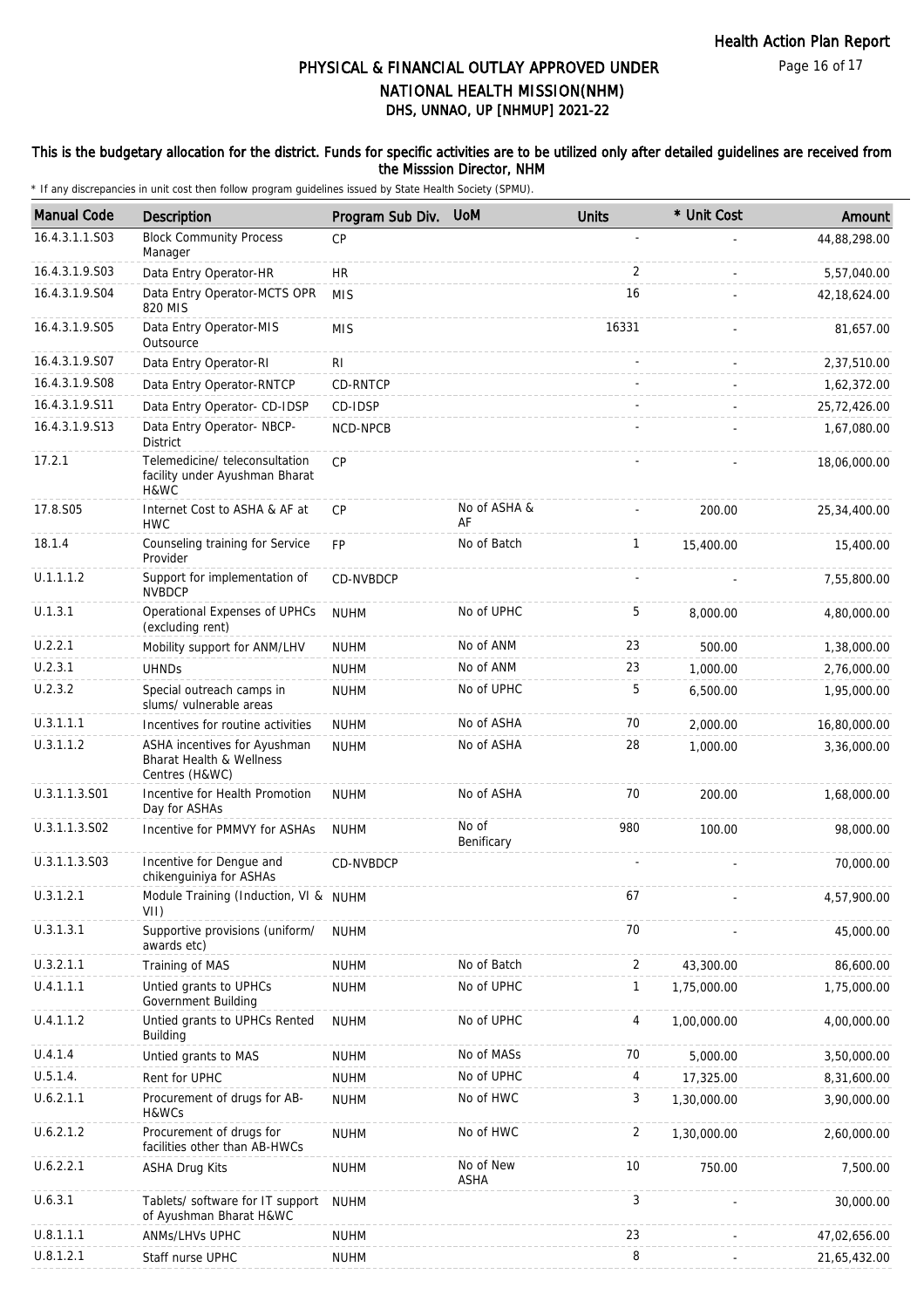# PHYSICAL & FINANCIAL OUTLAY APPROVED UNDER NATIONAL HEALTH MISSION(NHM)

## DHS, UNNAO, UP [NHMUP] 2021-22

**This is the budgetary allocation for the district. Funds for specific activities are to be utilized only after detailed guidelines are received from the Misssion Director, NHM**

\* If any discrepancies in unit cost then follow program guidelines issued by State Health Society (SPMU).

| Manual Code | Description | Program Sub Div. | UoM | Units | * Unit Cost | Amount |
|---|---|---|---|---|---|---|
| 16.4.3.1.1.S03 | Block Community Process Manager | CP | | - | - | 44,88,298.00 |
| 16.4.3.1.9.S03 | Data Entry Operator-HR | HR | | 2 | - | 5,57,040.00 |
| 16.4.3.1.9.S04 | Data Entry Operator-MCTS OPR 820 MIS | MIS | | 16 | - | 42,18,624.00 |
| 16.4.3.1.9.S05 | Data Entry Operator-MIS Outsource | MIS | | 16331 | - | 81,657.00 |
| 16.4.3.1.9.S07 | Data Entry Operator-RI | RI | | - | - | 2,37,510.00 |
| 16.4.3.1.9.S08 | Data Entry Operator-RNTCP | CD-RNTCP | | - | - | 1,62,372.00 |
| 16.4.3.1.9.S11 | Data Entry Operator- CD-IDSP | CD-IDSP | | - | - | 25,72,426.00 |
| 16.4.3.1.9.S13 | Data Entry Operator- NBCP-District | NCD-NPCB | | - | - | 1,67,080.00 |
| 17.2.1 | Telemedicine/ teleconsultation facility under Ayushman Bharat H&WC | CP | | - | - | 18,06,000.00 |
| 17.8.S05 | Internet Cost to ASHA & AF at HWC | CP | No of ASHA & AF | - | 200.00 | 25,34,400.00 |
| 18.1.4 | Counseling training for Service Provider | FP | No of Batch | 1 | 15,400.00 | 15,400.00 |
| U.1.1.1.2 | Support for implementation of NVBDCP | CD-NVBDCP | | - | - | 7,55,800.00 |
| U.1.3.1 | Operational Expenses of UPHCs (excluding rent) | NUHM | No of UPHC | 5 | 8,000.00 | 4,80,000.00 |
| U.2.2.1 | Mobility support for ANM/LHV | NUHM | No of ANM | 23 | 500.00 | 1,38,000.00 |
| U.2.3.1 | UHNDs | NUHM | No of ANM | 23 | 1,000.00 | 2,76,000.00 |
| U.2.3.2 | Special outreach camps in slums/ vulnerable areas | NUHM | No of UPHC | 5 | 6,500.00 | 1,95,000.00 |
| U.3.1.1.1 | Incentives for routine activities | NUHM | No of ASHA | 70 | 2,000.00 | 16,80,000.00 |
| U.3.1.1.2 | ASHA incentives for Ayushman Bharat Health & Wellness Centres (H&WC) | NUHM | No of ASHA | 28 | 1,000.00 | 3,36,000.00 |
| U.3.1.1.3.S01 | Incentive for Health Promotion Day for ASHAs | NUHM | No of ASHA | 70 | 200.00 | 1,68,000.00 |
| U.3.1.1.3.S02 | Incentive for PMMVY for ASHAs | NUHM | No of Benificary | 980 | 100.00 | 98,000.00 |
| U.3.1.1.3.S03 | Incentive for Dengue and chikenguiniya for ASHAs | CD-NVBDCP | | - | - | 70,000.00 |
| U.3.1.2.1 | Module Training (Induction, VI & VII) | NUHM | | 67 | - | 4,57,900.00 |
| U.3.1.3.1 | Supportive provisions (uniform/ awards etc) | NUHM | | 70 | - | 45,000.00 |
| U.3.2.1.1 | Training of MAS | NUHM | No of Batch | 2 | 43,300.00 | 86,600.00 |
| U.4.1.1.1 | Untied grants to UPHCs Government Building | NUHM | No of UPHC | 1 | 1,75,000.00 | 1,75,000.00 |
| U.4.1.1.2 | Untied grants to UPHCs Rented Building | NUHM | No of UPHC | 4 | 1,00,000.00 | 4,00,000.00 |
| U.4.1.4 | Untied grants to MAS | NUHM | No of MASs | 70 | 5,000.00 | 3,50,000.00 |
| U.5.1.4. | Rent for UPHC | NUHM | No of UPHC | 4 | 17,325.00 | 8,31,600.00 |
| U.6.2.1.1 | Procurement of drugs for AB-H&WCs | NUHM | No of HWC | 3 | 1,30,000.00 | 3,90,000.00 |
| U.6.2.1.2 | Procurement of drugs for facilities other than AB-HWCs | NUHM | No of HWC | 2 | 1,30,000.00 | 2,60,000.00 |
| U.6.2.2.1 | ASHA Drug Kits | NUHM | No of New ASHA | 10 | 750.00 | 7,500.00 |
| U.6.3.1 | Tablets/ software for IT support of Ayushman Bharat H&WC | NUHM | | 3 | - | 30,000.00 |
| U.8.1.1.1 | ANMs/LHVs UPHC | NUHM | | 23 | - | 47,02,656.00 |
| U.8.1.2.1 | Staff nurse UPHC | NUHM | | 8 | - | 21,65,432.00 |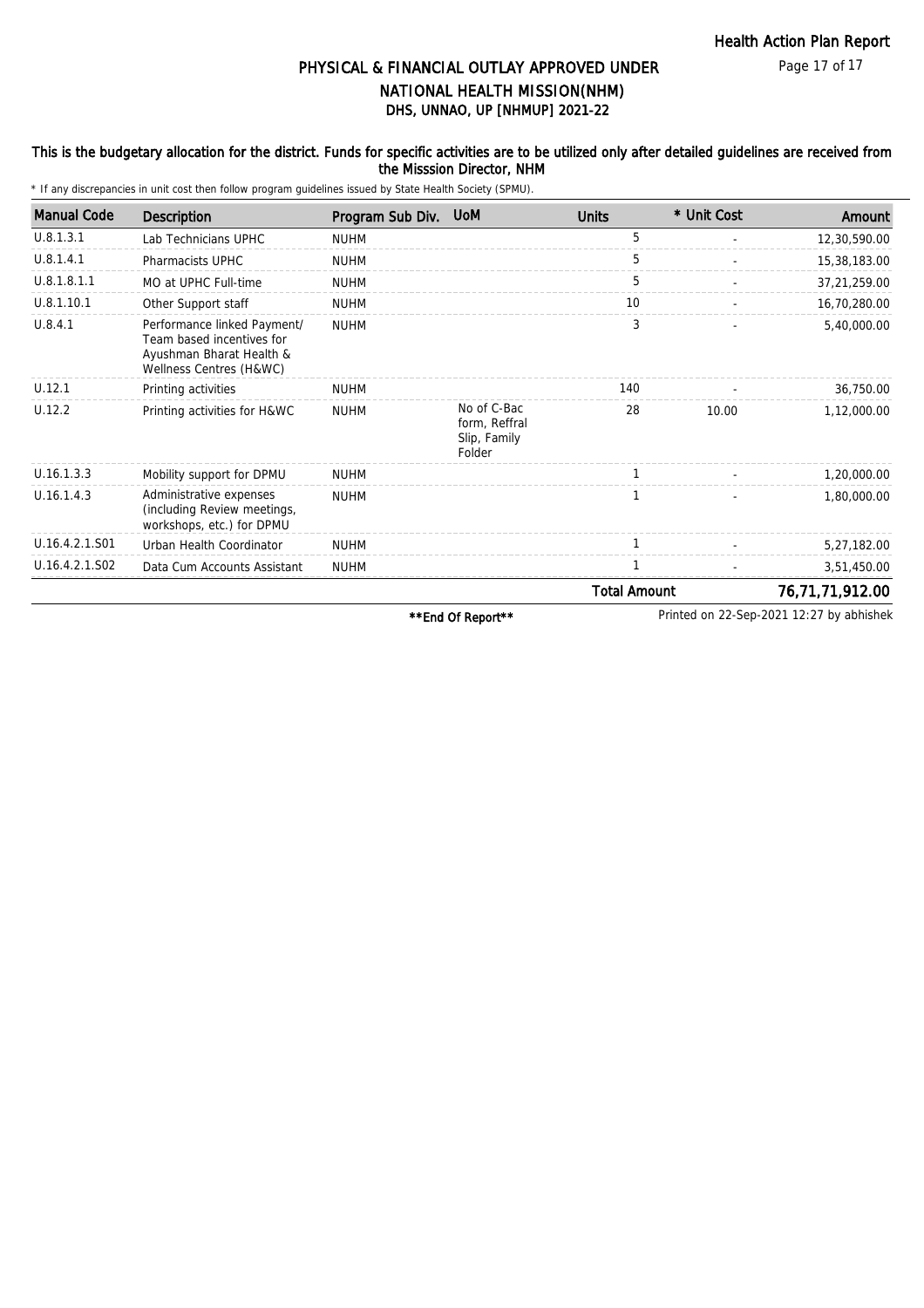# PHYSICAL & FINANCIAL OUTLAY APPROVED UNDER NATIONAL HEALTH MISSION(NHM)

## DHS, UNNAO, UP [NHMUP] 2021-22

**This is the budgetary allocation for the district. Funds for specific activities are to be utilized only after detailed guidelines are received from the Misssion Director, NHM**

* If any discrepancies in unit cost then follow program guidelines issued by State Health Society (SPMU).

| Manual Code | Description | Program Sub Div. | UoM | Units | * Unit Cost | Amount |
|---|---|---|---|---|---|---|
| U.8.1.3.1 | Lab Technicians UPHC | NUHM | | 5 | - | 12,30,590.00 |
| U.8.1.4.1 | Pharmacists UPHC | NUHM | | 5 | - | 15,38,183.00 |
| U.8.1.8.1.1 | MO at UPHC Full-time | NUHM | | 5 | - | 37,21,259.00 |
| U.8.1.10.1 | Other Support staff | NUHM | | 10 | - | 16,70,280.00 |
| U.8.4.1 | Performance linked Payment/ Team based incentives for Ayushman Bharat Health & Wellness Centres (H&WC) | NUHM | | 3 | - | 5,40,000.00 |
| U.12.1 | Printing activities | NUHM | | 140 | - | 36,750.00 |
| U.12.2 | Printing activities for H&WC | NUHM | No of C-Bac form, Reffral Slip, Family Folder | 28 | 10.00 | 1,12,000.00 |
| U.16.1.3.3 | Mobility support for DPMU | NUHM | | 1 | - | 1,20,000.00 |
| U.16.1.4.3 | Administrative expenses (including Review meetings, workshops, etc.) for DPMU | NUHM | | 1 | - | 1,80,000.00 |
| U.16.4.2.1.S01 | Urban Health Coordinator | NUHM | | 1 | - | 5,27,182.00 |
| U.16.4.2.1.S02 | Data Cum Accounts Assistant | NUHM | | 1 | - | 3,51,450.00 |
| | | | | **Total Amount** | | **76,71,71,912.00** |

**End Of Report**

Printed on 22-Sep-2021 12:27 by abhishek